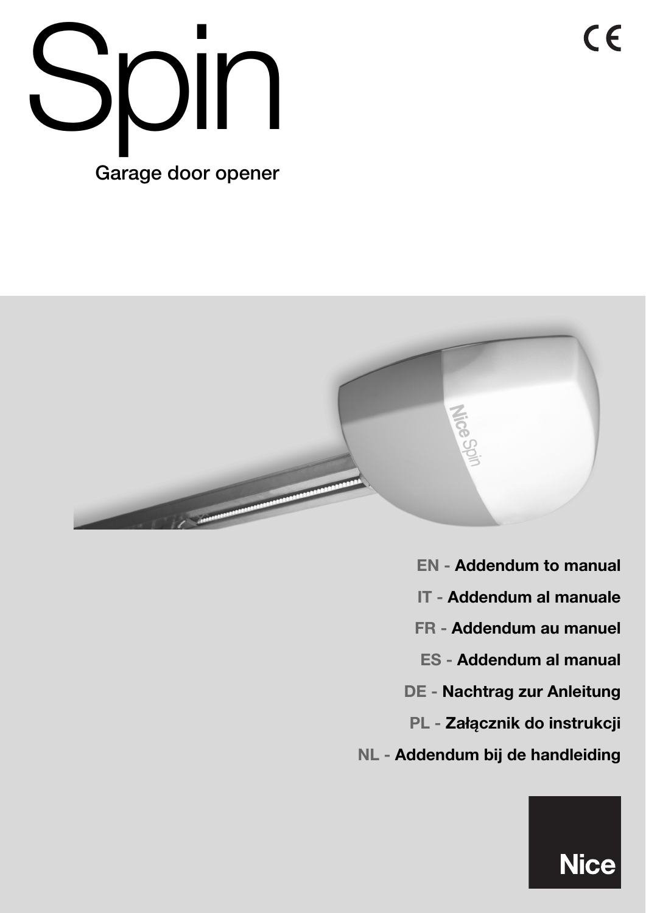# Spin

Garage door opener

**EN - Addendum to manual**

**IT - Addendum al manuale**

**FR - Addendum au manuel**

**ES - Addendum al manual**

**DE - Nachtrag zur Anleitung**

**PL - Załącznik do instrukcji**

**NL - Addendum bij de handleiding**

Nice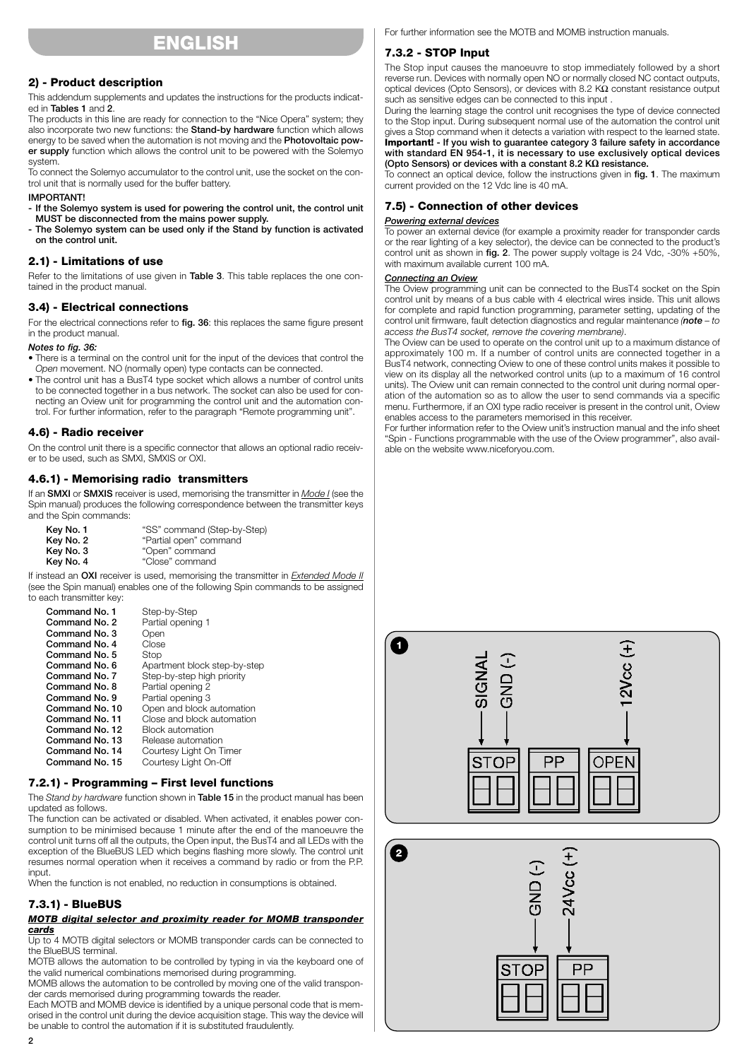# ENGLISH

## 2) - Product description

This addendum supplements and updates the instructions for the products indicated in **Tables 1** and **2**.

The products in this line are ready for connection to the "Nice Opera" system; they also incorporate two new functions: the **Stand-by hardware** function which allows energy to be saved when the automation is not moving and the **Photovoltaic power supply** function which allows the control unit to be powered with the Solemyo system.

To connect the Solemyo accumulator to the control unit, use the socket on the control unit that is normally used for the buffer battery.

**IMPORTANT!**
- **If the Solemyo system is used for powering the control unit, the control unit MUST be disconnected from the mains power supply.**
- **The Solemyo system can be used only if the Stand by function is activated on the control unit.**

## 2.1) - Limitations of use

Refer to the limitations of use given in **Table 3**. This table replaces the one contained in the product manual.

## 3.4) - Electrical connections

For the electrical connections refer to **fig. 36**: this replaces the same figure present in the product manual.

***Notes to fig. 36:***
- There is a terminal on the control unit for the input of the devices that control the *Open* movement. NO (normally open) type contacts can be connected.
- The control unit has a BusT4 type socket which allows a number of control units to be connected together in a bus network. The socket can also be used for connecting an Oview unit for programming the control unit and the automation control. For further information, refer to the paragraph "Remote programming unit".

## 4.6) - Radio receiver

On the control unit there is a specific connector that allows an optional radio receiver to be used, such as SMXI, SMXIS or OXI.

## 4.6.1) - Memorising radio transmitters

If an **SMXI** or **SMXIS** receiver is used, memorising the transmitter in *Mode I* (see the Spin manual) produces the following correspondence between the transmitter keys and the Spin commands:

| | |
|---|---|
| **Key No. 1** | "SS" command (Step-by-Step) |
| **Key No. 2** | "Partial open" command |
| **Key No. 3** | "Open" command |
| **Key No. 4** | "Close" command |

If instead an **OXI** receiver is used, memorising the transmitter in *Extended Mode II* (see the Spin manual) enables one of the following Spin commands to be assigned to each transmitter key:

| | |
|---|---|
| **Command No. 1** | Step-by-Step |
| **Command No. 2** | Partial opening 1 |
| **Command No. 3** | Open |
| **Command No. 4** | Close |
| **Command No. 5** | Stop |
| **Command No. 6** | Apartment block step-by-step |
| **Command No. 7** | Step-by-step high priority |
| **Command No. 8** | Partial opening 2 |
| **Command No. 9** | Partial opening 3 |
| **Command No. 10** | Open and block automation |
| **Command No. 11** | Close and block automation |
| **Command No. 12** | Block automation |
| **Command No. 13** | Release automation |
| **Command No. 14** | Courtesy Light On Timer |
| **Command No. 15** | Courtesy Light On-Off |

## 7.2.1) - Programming – First level functions

The *Stand by hardware* function shown in **Table 15** in the product manual has been updated as follows.

The function can be activated or disabled. When activated, it enables power consumption to be minimised because 1 minute after the end of the manoeuvre the control unit turns off all the outputs, the Open input, the BusT4 and all LEDs with the exception of the BlueBUS LED which begins flashing more slowly. The control unit resumes normal operation when it receives a command by radio or from the P.P. input.

When the function is not enabled, no reduction in consumptions is obtained.

## 7.3.1) - BlueBUS

***MOTB digital selector and proximity reader for MOMB transponder cards***

Up to 4 MOTB digital selectors or MOMB transponder cards can be connected to the BlueBUS terminal.

MOTB allows the automation to be controlled by typing in via the keyboard one of the valid numerical combinations memorised during programming.

MOMB allows the automation to be controlled by moving one of the valid transponder cards memorised during programming towards the reader.

Each MOTB and MOMB device is identified by a unique personal code that is memorised in the control unit during the device acquisition stage. This way the device will be unable to control the automation if it is substituted fraudulently.

For further information see the MOTB and MOMB instruction manuals.

## 7.3.2 - STOP Input

The Stop input causes the manoeuvre to stop immediately followed by a short reverse run. Devices with normally open NO or normally closed NC contact outputs, optical devices (Opto Sensors), or devices with 8.2 KΩ constant resistance output such as sensitive edges can be connected to this input .

During the learning stage the control unit recognises the type of device connected to the Stop input. During subsequent normal use of the automation the control unit gives a Stop command when it detects a variation with respect to the learned state.

**Important! - If you wish to guarantee category 3 failure safety in accordance with standard EN 954-1, it is necessary to use exclusively optical devices (Opto Sensors) or devices with a constant 8.2 KΩ resistance.**

To connect an optical device, follow the instructions given in **fig. 1**. The maximum current provided on the 12 Vdc line is 40 mA.

## 7.5) - Connection of other devices

***Powering external devices***

To power an external device (for example a proximity reader for transponder cards or the rear lighting of a key selector), the device can be connected to the product's control unit as shown in **fig. 2**. The power supply voltage is 24 Vdc, -30% +50%, with maximum available current 100 mA.

***Connecting an Oview***

The Oview programming unit can be connected to the BusT4 socket on the Spin control unit by means of a bus cable with 4 electrical wires inside. This unit allows for complete and rapid function programming, parameter setting, updating of the control unit firmware, fault detection diagnostics and regular maintenance *(**note** – to access the BusT4 socket, remove the covering membrane)*.

The Oview can be used to operate on the control unit up to a maximum distance of approximately 100 m. If a number of control units are connected together in a BusT4 network, connecting Oview to one of these control units makes it possible to view on its display all the networked control units (up to a maximum of 16 control units). The Oview unit can remain connected to the control unit during normal operation of the automation so as to allow the user to send commands via a specific menu. Furthermore, if an OXI type radio receiver is present in the control unit, Oview enables access to the parameters memorised in this receiver.

For further information refer to the Oview unit's instruction manual and the info sheet "Spin - Functions programmable with the use of the Oview programmer", also available on the website www.niceforyou.com.

**1**

SIGNAL | GND (-) | 12Vcc (+)

STOP | PP | OPEN

**2**

GND (-) | 24Vcc (+)

STOP | PP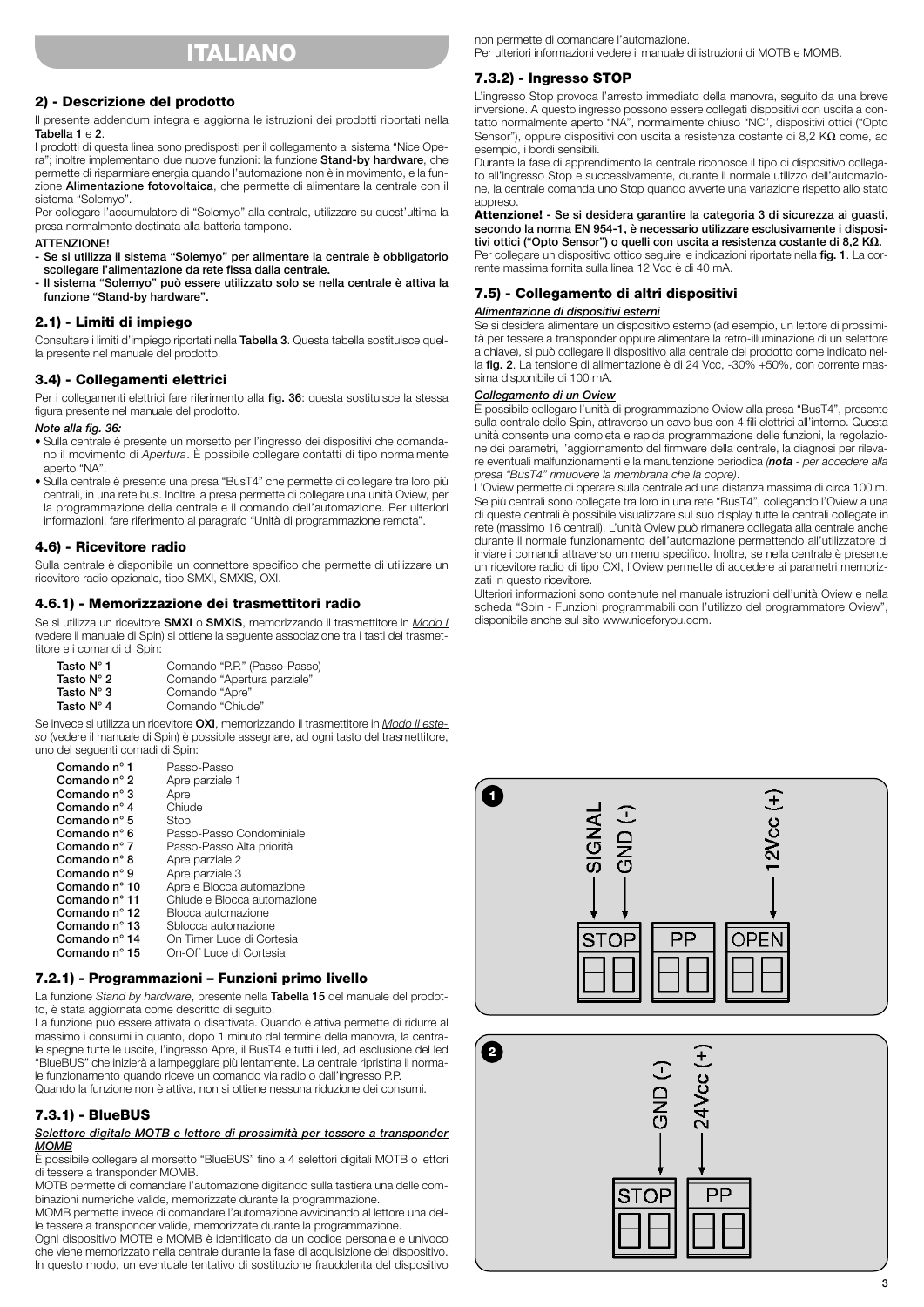# ITALIANO

## 2) - Descrizione del prodotto

Il presente addendum integra e aggiorna le istruzioni dei prodotti riportati nella **Tabella 1** e **2**.

I prodotti di questa linea sono predisposti per il collegamento al sistema "Nice Opera"; inoltre implementano due nuove funzioni: la funzione **Stand-by hardware**, che permette di risparmiare energia quando l'automazione non è in movimento, e la funzione **Alimentazione fotovoltaica**, che permette di alimentare la centrale con il sistema "Solemyo".

Per collegare l'accumulatore di "Solemyo" alla centrale, utilizzare su quest'ultima la presa normalmente destinata alla batteria tampone.

**ATTENZIONE!**

- **Se si utilizza il sistema "Solemyo" per alimentare la centrale è obbligatorio scollegare l'alimentazione da rete fissa dalla centrale.**
- **Il sistema "Solemyo" può essere utilizzato solo se nella centrale è attiva la funzione "Stand-by hardware".**

## 2.1) - Limiti di impiego

Consultare i limiti d'impiego riportati nella **Tabella 3**. Questa tabella sostituisce quella presente nel manuale del prodotto.

## 3.4) - Collegamenti elettrici

Per i collegamenti elettrici fare riferimento alla **fig. 36**: questa sostituisce la stessa figura presente nel manuale del prodotto.

*Note alla fig. 36:*

- Sulla centrale è presente un morsetto per l'ingresso dei dispositivi che comandano il movimento di *Apertura*. È possibile collegare contatti di tipo normalmente aperto "NA".
- Sulla centrale è presente una presa "BusT4" che permette di collegare tra loro più centrali, in una rete bus. Inoltre la presa permette di collegare una unità Oview, per la programmazione della centrale e il comando dell'automazione. Per ulteriori informazioni, fare riferimento al paragrafo "Unità di programmazione remota".

## 4.6) - Ricevitore radio

Sulla centrale è disponibile un connettore specifico che permette di utilizzare un ricevitore radio opzionale, tipo SMXI, SMXIS, OXI.

## 4.6.1) - Memorizzazione dei trasmettitori radio

Se si utilizza un ricevitore **SMXI** o **SMXIS**, memorizzando il trasmettitore in *Modo I* (vedere il manuale di Spin) si ottiene la seguente associazione tra i tasti del trasmettitore e i comandi di Spin:

| | |
|---|---|
| **Tasto N° 1** | Comando "P.P." (Passo-Passo) |
| **Tasto N° 2** | Comando "Apertura parziale" |
| **Tasto N° 3** | Comando "Apre" |
| **Tasto N° 4** | Comando "Chiude" |

Se invece si utilizza un ricevitore **OXI**, memorizzando il trasmettitore in *Modo II esteso* (vedere il manuale di Spin) è possibile assegnare, ad ogni tasto del trasmettitore, uno dei seguenti comadi di Spin:

| | |
|---|---|
| **Comando n° 1** | Passo-Passo |
| **Comando n° 2** | Apre parziale 1 |
| **Comando n° 3** | Apre |
| **Comando n° 4** | Chiude |
| **Comando n° 5** | Stop |
| **Comando n° 6** | Passo-Passo Condominiale |
| **Comando n° 7** | Passo-Passo Alta priorità |
| **Comando n° 8** | Apre parziale 2 |
| **Comando n° 9** | Apre parziale 3 |
| **Comando n° 10** | Apre e Blocca automazione |
| **Comando n° 11** | Chiude e Blocca automazione |
| **Comando n° 12** | Blocca automazione |
| **Comando n° 13** | Sblocca automazione |
| **Comando n° 14** | On Timer Luce di Cortesia |
| **Comando n° 15** | On-Off Luce di Cortesia |

## 7.2.1) - Programmazioni – Funzioni primo livello

La funzione *Stand by hardware*, presente nella **Tabella 15** del manuale del prodotto, è stata aggiornata come descritto di seguito.

La funzione può essere attivata o disattivata. Quando è attiva permette di ridurre al massimo i consumi in quanto, dopo 1 minuto dal termine della manovra, la centrale spegne tutte le uscite, l'ingresso Apre, il BusT4 e tutti i led, ad esclusione del led "BlueBUS" che inizierà a lampeggiare più lentamente. La centrale ripristina il normale funzionamento quando riceve un comando via radio o dall'ingresso P.P.

Quando la funzione non è attiva, non si ottiene nessuna riduzione dei consumi.

## 7.3.1) - BlueBUS

***Selettore digitale MOTB e lettore di prossimità per tessere a transponder MOMB***

È possibile collegare al morsetto "BlueBUS" fino a 4 selettori digitali MOTB o lettori di tessere a transponder MOMB.

MOTB permette di comandare l'automazione digitando sulla tastiera una delle combinazioni numeriche valide, memorizzate durante la programmazione.

MOMB permette invece di comandare l'automazione avvicinando al lettore una delle tessere a transponder valide, memorizzate durante la programmazione.

Ogni dispositivo MOTB e MOMB è identificato da un codice personale e univoco che viene memorizzato nella centrale durante la fase di acquisizione del dispositivo. In questo modo, un eventuale tentativo di sostituzione fraudolenta del dispositivo non permette di comandare l'automazione.

Per ulteriori informazioni vedere il manuale di istruzioni di MOTB e MOMB.

## 7.3.2) - Ingresso STOP

L'ingresso Stop provoca l'arresto immediato della manovra, seguito da una breve inversione. A questo ingresso possono essere collegati dispositivi con uscita a contatto normalmente aperto "NA", normalmente chiuso "NC", dispositivi ottici ("Opto Sensor"), oppure dispositivi con uscita a resistenza costante di 8,2 KΩ come, ad esempio, i bordi sensibili.

Durante la fase di apprendimento la centrale riconosce il tipo di dispositivo collegato all'ingresso Stop e successivamente, durante il normale utilizzo dell'automazione, la centrale comanda uno Stop quando avverte una variazione rispetto allo stato appreso.

**Attenzione! - Se si desidera garantire la categoria 3 di sicurezza ai guasti, secondo la norma EN 954-1, è necessario utilizzare esclusivamente i dispositivi ottici ("Opto Sensor") o quelli con uscita a resistenza costante di 8,2 KΩ.**

Per collegare un dispositivo ottico seguire le indicazioni riportate nella **fig. 1**. La corrente massima fornita sulla linea 12 Vcc è di 40 mA.

## 7.5) - Collegamento di altri dispositivi

***Alimentazione di dispositivi esterni***

Se si desidera alimentare un dispositivo esterno (ad esempio, un lettore di prossimità per tessere a transponder oppure alimentare la retro-illuminazione di un selettore a chiave), si può collegare il dispositivo alla centrale del prodotto come indicato nella **fig. 2**. La tensione di alimentazione è di 24 Vcc, -30% +50%, con corrente massima disponibile di 100 mA.

***Collegamento di un Oview***

È possibile collegare l'unità di programmazione Oview alla presa "BusT4", presente sulla centrale dello Spin, attraverso un cavo bus con 4 fili elettrici all'interno. Questa unità consente una completa e rapida programmazione delle funzioni, la regolazione dei parametri, l'aggiornamento del firmware della centrale, la diagnosi per rilevare eventuali malfunzionamenti e la manutenzione periodica (***nota*** *- per accedere alla presa "BusT4" rimuovere la membrana che la copre)*.

L'Oview permette di operare sulla centrale ad una distanza massima di circa 100 m. Se più centrali sono collegate tra loro in una rete "BusT4", collegando l'Oview a una di queste centrali è possibile visualizzare sul suo display tutte le centrali collegate in rete (massimo 16 centrali). L'unità Oview può rimanere collegata alla centrale anche durante il normale funzionamento dell'automazione permettendo all'utilizzatore di inviare i comandi attraverso un menu specifico. Inoltre, se nella centrale è presente un ricevitore radio di tipo OXI, l'Oview permette di accedere ai parametri memorizzati in questo ricevitore.

Ulteriori informazioni sono contenute nel manuale istruzioni dell'unità Oview e nella scheda "Spin - Funzioni programmabili con l'utilizzo del programmatore Oview", disponibile anche sul sito www.niceforyou.com.

**1**

SIGNAL — GND (-) — 12Vcc (+)

STOP | PP | OPEN

**2**

GND (-) — 24Vcc (+)

STOP | PP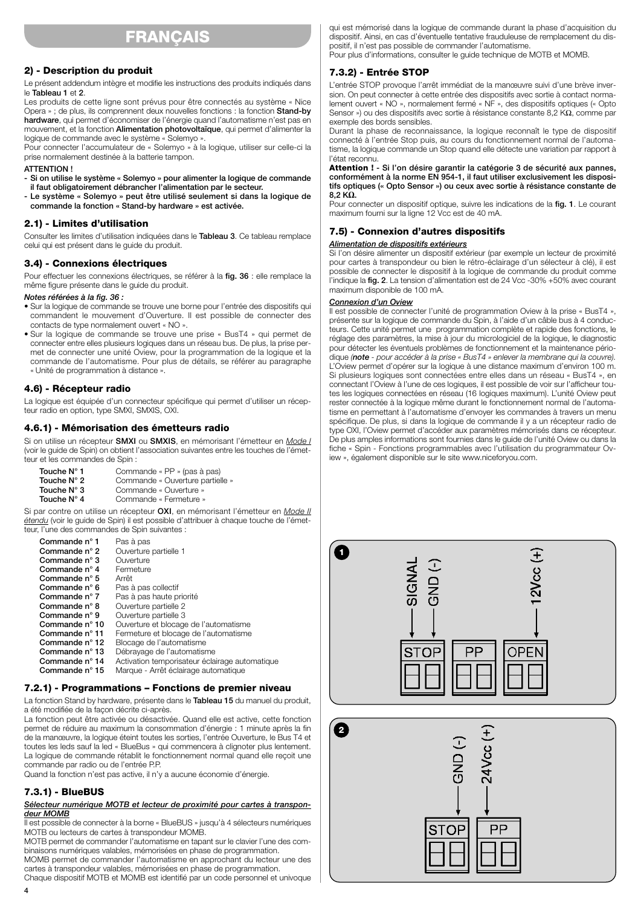# FRANÇAIS

## 2) - Description du produit

Le présent addendum intègre et modifie les instructions des produits indiqués dans le **Tableau 1** et **2**.

Les produits de cette ligne sont prévus pour être connectés au système « Nice Opera » ; de plus, ils comprennent deux nouvelles fonctions : la fonction **Stand-by hardware**, qui permet d'économiser de l'énergie quand l'automatisme n'est pas en mouvement, et la fonction **Alimentation photovoltaïque**, qui permet d'alimenter la logique de commande avec le système « Solemyo ».

Pour connecter l'accumulateur de « Solemyo » à la logique, utiliser sur celle-ci la prise normalement destinée à la batterie tampon.

**ATTENTION !**

- **Si on utilise le système « Solemyo » pour alimenter la logique de commande il faut obligatoirement débrancher l'alimentation par le secteur.**
- **Le système « Solemyo » peut être utilisé seulement si dans la logique de commande la fonction « Stand-by hardware » est activée.**

## 2.1) - Limites d'utilisation

Consulter les limites d'utilisation indiquées dans le **Tableau 3**. Ce tableau remplace celui qui est présent dans le guide du produit.

## 3.4) - Connexions électriques

Pour effectuer les connexions électriques, se référer à la **fig. 36** : elle remplace la même figure présente dans le guide du produit.

***Notes référées à la fig. 36 :***

- Sur la logique de commande se trouve une borne pour l'entrée des dispositifs qui commandent le mouvement d'Ouverture. Il est possible de connecter des contacts de type normalement ouvert « NO ».
- Sur la logique de commande se trouve une prise « BusT4 » qui permet de connecter entre elles plusieurs logiques dans un réseau bus. De plus, la prise permet de connecter une unité Oview, pour la programmation de la logique et la commande de l'automatisme. Pour plus de détails, se référer au paragraphe « Unité de programmation à distance ».

## 4.6) - Récepteur radio

La logique est équipée d'un connecteur spécifique qui permet d'utiliser un récepteur radio en option, type SMXI, SMXIS, OXI.

## 4.6.1) - Mémorisation des émetteurs radio

Si on utilise un récepteur **SMXI** ou **SMXIS**, en mémorisant l'émetteur en *Mode I* (voir le guide de Spin) on obtient l'association suivantes entre les touches de l'émetteur et les commandes de Spin :

| | |
|---|---|
| **Touche N° 1** | Commande « PP » (pas à pas) |
| **Touche N° 2** | Commande « Ouverture partielle » |
| **Touche N° 3** | Commande « Ouverture » |
| **Touche N° 4** | Commande « Fermeture » |

Si par contre on utilise un récepteur **OXI**, en mémorisant l'émetteur en *Mode II étendu* (voir le guide de Spin) il est possible d'attribuer à chaque touche de l'émetteur, l'une des commandes de Spin suivantes :

| | |
|---|---|
| **Commande n° 1** | Pas à pas |
| **Commande n° 2** | Ouverture partielle 1 |
| **Commande n° 3** | Ouverture |
| **Commande n° 4** | Fermeture |
| **Commande n° 5** | Arrêt |
| **Commande n° 6** | Pas à pas collectif |
| **Commande n° 7** | Pas à pas haute priorité |
| **Commande n° 8** | Ouverture partielle 2 |
| **Commande n° 9** | Ouverture partielle 3 |
| **Commande n° 10** | Ouverture et blocage de l'automatisme |
| **Commande n° 11** | Fermeture et blocage de l'automatisme |
| **Commande n° 12** | Blocage de l'automatisme |
| **Commande n° 13** | Débrayage de l'automatisme |
| **Commande n° 14** | Activation temporisateur éclairage automatique |
| **Commande n° 15** | Marque - Arrêt éclairage automatique |

## 7.2.1) - Programmations – Fonctions de premier niveau

La fonction Stand by hardware, présente dans le **Tableau 15** du manuel du produit, a été modifiée de la façon décrite ci-après.

La fonction peut être activée ou désactivée. Quand elle est active, cette fonction permet de réduire au maximum la consommation d'énergie : 1 minute après la fin de la manœuvre, la logique éteint toutes les sorties, l'entrée Ouverture, le Bus T4 et toutes les leds sauf la led « BlueBus » qui commencera à clignoter plus lentement. La logique de commande rétablit le fonctionnement normal quand elle reçoit une commande par radio ou de l'entrée P.P.

Quand la fonction n'est pas active, il n'y a aucune économie d'énergie.

## 7.3.1) - BlueBUS

***Sélecteur numérique MOTB et lecteur de proximité pour cartes à transpondeur MOMB***

Il est possible de connecter à la borne « BlueBUS » jusqu'à 4 sélecteurs numériques MOTB ou lecteurs de cartes à transpondeur MOMB.

MOTB permet de commander l'automatisme en tapant sur le clavier l'une des combinaisons numériques valables, mémorisées en phase de programmation.

MOMB permet de commander l'automatisme en approchant du lecteur une des cartes à transpondeur valables, mémorisées en phase de programmation.

Chaque dispositif MOTB et MOMB est identifié par un code personnel et univoque qui est mémorisé dans la logique de commande durant la phase d'acquisition du dispositif. Ainsi, en cas d'éventuelle tentative frauduleuse de remplacement du dispositif, il n'est pas possible de commander l'automatisme.

Pour plus d'informations, consulter le guide technique de MOTB et MOMB.

## 7.3.2) - Entrée STOP

L'entrée STOP provoque l'arrêt immédiat de la manœuvre suivi d'une brève inversion. On peut connecter à cette entrée des dispositifs avec sortie à contact normalement ouvert « NO », normalement fermé « NF », des dispositifs optiques (« Opto Sensor ») ou des dispositifs avec sortie à résistance constante 8,2 KΩ, comme par exemple des bords sensibles.

Durant la phase de reconnaissance, la logique reconnaît le type de dispositif connecté à l'entrée Stop puis, au cours du fonctionnement normal de l'automatisme, la logique commande un Stop quand elle détecte une variation par rapport à l'état reconnu.

**Attention ! - Si l'on désire garantir la catégorie 3 de sécurité aux pannes, conformément à la norme EN 954-1, il faut utiliser exclusivement les dispositifs optiques (« Opto Sensor ») ou ceux avec sortie à résistance constante de 8,2 KΩ.**

Pour connecter un dispositif optique, suivre les indications de la **fig. 1**. Le courant maximum fourni sur la ligne 12 Vcc est de 40 mA.

## 7.5) - Connexion d'autres dispositifs

***Alimentation de dispositifs extérieurs***

Si l'on désire alimenter un dispositif extérieur (par exemple un lecteur de proximité pour cartes à transpondeur ou bien le rétro-éclairage d'un sélecteur à clé), il est possible de connecter le dispositif à la logique de commande du produit comme l'indique la **fig. 2**. La tension d'alimentation est de 24 Vcc -30% +50% avec courant maximum disponible de 100 mA.

***Connexion d'un Oview***

Il est possible de connecter l'unité de programmation Oview à la prise « BusT4 », présente sur la logique de commande du Spin, à l'aide d'un câble bus à 4 conducteurs. Cette unité permet une programmation complète et rapide des fonctions, le réglage des paramètres, la mise à jour du micrologiciel de la logique, le diagnostic pour détecter les éventuels problèmes de fonctionnement et la maintenance périodique *(**note** - pour accéder à la prise « BusT4 » enlever la membrane qui la couvre).*

L'Oview permet d'opérer sur la logique à une distance maximum d'environ 100 m. Si plusieurs logiques sont connectées entre elles dans un réseau « BusT4 », en connectant l'Oview à l'une de ces logiques, il est possible de voir sur l'afficheur toutes les logiques connectées en réseau (16 logiques maximum). L'unité Oview peut rester connectée à la logique même durant le fonctionnement normal de l'automatisme en permettant à l'automatisme d'envoyer les commandes à travers un menu spécifique. De plus, si dans la logique de commande il y a un récepteur radio de type OXI, l'Oview permet d'accéder aux paramètres mémorisés dans ce récepteur. De plus amples informations sont fournies dans le guide de l'unité Oview ou dans la fiche « Spin - Fonctions programmables avec l'utilisation du programmateur Oview », également disponible sur le site www.niceforyou.com.

**1**

SIGNAL — GND (-) — 12Vcc (+)

STOP — PP — OPEN

**2**

GND (-) — 24Vcc (+)

STOP — PP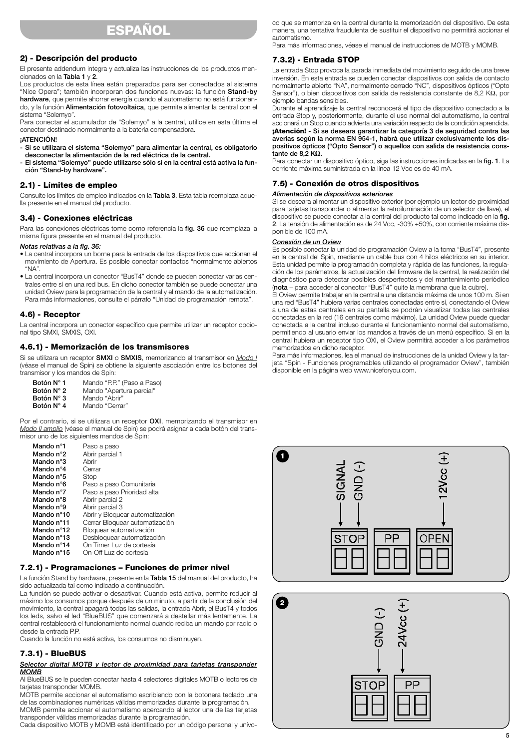# ESPAÑOL

## 2) - Descripción del producto

El presente addendum integra y actualiza las instrucciones de los productos mencionados en la **Tabla 1** y **2**.

Los productos de esta línea están preparados para ser conectados al sistema "Nice Opera"; también incorporan dos funciones nuevas: la función **Stand-by hardware**, que permite ahorrar energía cuando el automatismo no está funcionando, y la función **Alimentación fotovoltaica**, que permite alimentar la central con el sistema "Solemyo".

Para conectar el acumulador de "Solemyo" a la central, utilice en esta última el conector destinado normalmente a la batería compensadora.

**¡ATENCIÓN!**

- **Si se utilizara el sistema "Solemyo" para alimentar la central, es obligatorio desconectar la alimentación de la red eléctrica de la central.**
- **El sistema "Solemyo" puede utilizarse sólo si en la central está activa la función "Stand-by hardware".**

## 2.1) - Límites de empleo

Consulte los límites de empleo indicados en la **Tabla 3**. Esta tabla reemplaza aquella presente en el manual del producto.

## 3.4) - Conexiones eléctricas

Para las conexiones eléctricas tome como referencia la **fig. 36** que reemplaza la misma figura presente en el manual del producto.

***Notas relativas a la fig. 36:***

- La central incorpora un borne para la entrada de los dispositivos que accionan el movimiento de Apertura. Es posible conectar contactos "normalmente abiertos "NA".
- La central incorpora un conector "BusT4" donde se pueden conectar varias centrales entre sí en una red bus. En dicho conector también se puede conectar una unidad Oview para la programación de la central y el mando de la automatización. Para más informaciones, consulte el párrafo "Unidad de programación remota".

## 4.6) - Receptor

La central incorpora un conector específico que permite utilizar un receptor opcional tipo SMXI, SMXIS, OXI.

## 4.6.1) - Memorización de los transmisores

Si se utilizara un receptor **SMXI** o **SMXIS**, memorizando el transmisor en *Modo I* (véase el manual de Spin) se obtiene la siguiente asociación entre los botones del transmisor y los mandos de Spin:

**Botón N° 1** Mando "P.P." (Paso a Paso)
**Botón N° 2** Mando "Apertura parcial"
**Botón N° 3** Mando "Abrir"
**Botón N° 4** Mando "Cerrar"

Por el contrario, si se utilizara un receptor **OXI**, memorizando el transmisor en *Modo II amplio* (véase el manual de Spin) se podrá asignar a cada botón del transmisor uno de los siguientes mandos de Spin:

**Mando n°1** Paso a paso
**Mando n°2** Abrir parcial 1
**Mando n°3** Abrir
**Mando n°4** Cerrar
**Mando n°5** Stop
**Mando n°6** Paso a paso Comunitaria
**Mando n°7** Paso a paso Prioridad alta
**Mando n°8** Abrir parcial 2
**Mando n°9** Abrir parcial 3
**Mando n°10** Abrir y Bloquear automatización
**Mando n°11** Cerrar Bloquear automatización
**Mando n°12** Bloquear automatización
**Mando n°13** Desbloquear automatización
**Mando n°14** On Timer Luz de cortesía
**Mando n°15** On-Off Luz de cortesía

## 7.2.1) - Programaciones – Funciones de primer nivel

La función Stand by hardware, presente en la **Tabla 15** del manual del producto, ha sido actualizada tal como indicado a continuación.

La función se puede activar o desactivar. Cuando está activa, permite reducir al máximo los consumos porque después de un minuto, a partir de la conclusión del movimiento, la central apagará todas las salidas, la entrada Abrir, el BusT4 y todos los leds, salvo el led "BlueBUS" que comenzará a destellar más lentamente. La central restablecerá el funcionamiento normal cuando reciba un mando por radio o desde la entrada P.P.

Cuando la función no está activa, los consumos no disminuyen.

## 7.3.1) - BlueBUS

***Selector digital MOTB y lector de proximidad para tarjetas transponder MOMB***

Al BlueBUS se le pueden conectar hasta 4 selectores digitales MOTB o lectores de tarjetas transponder MOMB.

MOTB permite accionar el automatismo escribiendo con la botonera teclado una de las combinaciones numéricas válidas memorizadas durante la programación.

MOMB permite accionar el automatismo acercando al lector una de las tarjetas transponder válidas memorizadas durante la programación.

Cada dispositivo MOTB y MOMB está identificado por un código personal y unívoco que se memoriza en la central durante la memorización del dispositivo. De esta manera, una tentativa fraudulenta de sustituir el dispositivo no permitirá accionar el automatismo.

Para más informaciones, véase el manual de instrucciones de MOTB y MOMB.

## 7.3.2) - Entrada STOP

La entrada Stop provoca la parada inmediata del movimiento seguido de una breve inversión. En esta entrada se pueden conectar dispositivos con salida de contacto normalmente abierto "NA", normalmente cerrado "NC", dispositivos ópticos ("Opto Sensor"), o bien dispositivos con salida de resistencia constante de 8,2 KΩ, por ejemplo bandas sensibles.

Durante el aprendizaje la central reconocerá el tipo de dispositivo conectado a la entrada Stop y, posteriormente, durante el uso normal del automatismo, la central accionará un Stop cuando advierta una variación respecto de la condición aprendida.

**¡Atención! - Si se deseara garantizar la categoría 3 de seguridad contra las averías según la norma EN 954-1, habrá que utilizar exclusivamente los dispositivos ópticos ("Opto Sensor") o aquellos con salida de resistencia constante de 8,2 KΩ.**

Para conectar un dispositivo óptico, siga las instrucciones indicadas en la **fig. 1**. La corriente máxima suministrada en la línea 12 Vcc es de 40 mA.

## 7.5) - Conexión de otros dispositivos

***Alimentación de dispositivos exteriores***

Si se deseara alimentar un dispositivo exterior (por ejemplo un lector de proximidad para tarjetas transponder o alimentar la retroiluminación de un selector de llave), el dispositivo se puede conectar a la central del producto tal como indicado en la **fig. 2**. La tensión de alimentación es de 24 Vcc, -30% +50%, con corriente máxima disponible de 100 mA.

***Conexión de un Oview***

Es posible conectar la unidad de programación Oview a la toma "BusT4", presente en la central del Spin, mediante un cable bus con 4 hilos eléctricos en su interior. Esta unidad permite la programación completa y rápida de las funciones, la regulación de los parámetros, la actualización del firmware de la central, la realización del diagnóstico para detectar posibles desperfectos y del mantenimiento periódico (**nota** – para acceder al conector "BusT4" quite la membrana que la cubre).

El Oview permite trabajar en la central a una distancia máxima de unos 100 m. Si en una red "BusT4" hubiera varias centrales conectadas entre sí, conectando el Oview a una de estas centrales en su pantalla se podrán visualizar todas las centrales conectadas en la red (16 centrales como máximo). La unidad Oview puede quedar conectada a la central incluso durante el funcionamiento normal del automatismo, permitiendo al usuario enviar los mandos a través de un menú específico. Si en la central hubiera un receptor tipo OXI, el Oview permitirá acceder a los parámetros memorizados en dicho receptor.

Para más informaciones, lea el manual de instrucciones de la unidad Oview y la tarjeta "Spin - Funciones programables utilizando el programador Oview", también disponible en la página web www.niceforyou.com.

1

SIGNAL, GND (-), 12Vcc (+) — STOP, PP, OPEN

2

GND (-), 24Vcc (+) — STOP, PP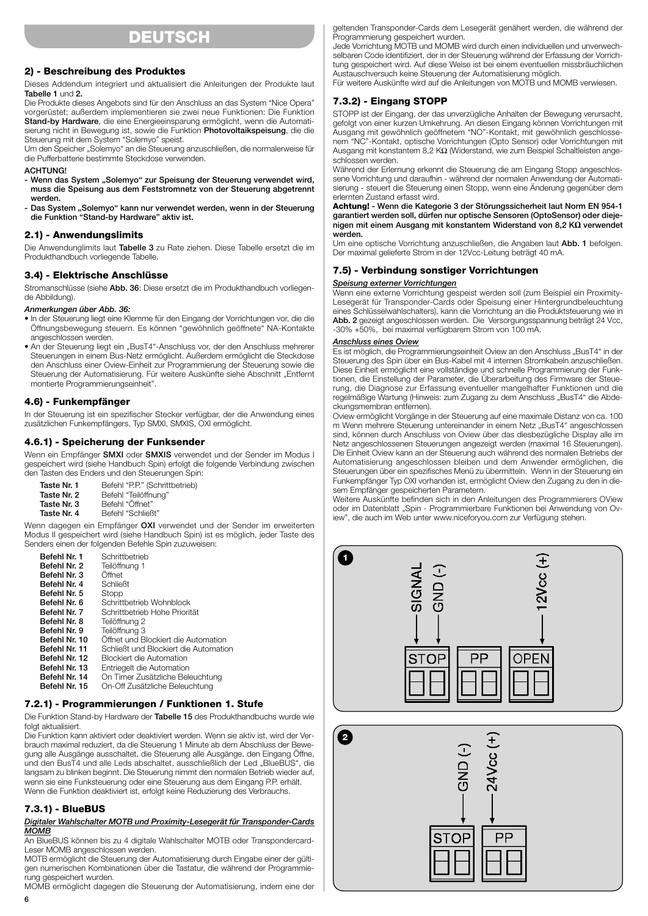# DEUTSCH

## 2) - Beschreibung des Produktes

Dieses Addendum integriert und aktualisiert die Anleitungen der Produkte laut **Tabelle 1** und **2.**

Die Produkte dieses Angebots sind für den Anschluss an das System "Nice Opera" vorgerüstet; außerdem implementieren sie zwei neue Funktionen: Die Funktion **Stand-by Hardware**, die eine Energieeinsparung ermöglicht, wenn die Automatisierung nicht in Bewegung ist, sowie die Funktion **Photovoltaikspeisung**, die die Steuerung mit dem System "Solemyo" speist.

Um den Speicher „Solemyo" an die Steuerung anzuschließen, die normalerweise für die Pufferbatterie bestimmte Steckdose verwenden.

**ACHTUNG!**

- **Wenn das System „Solemyo" zur Speisung der Steuerung verwendet wird, muss die Speisung aus dem Feststromnetz von der Steuerung abgetrennt werden.**
- **Das System „Solemyo" kann nur verwendet werden, wenn in der Steuerung die Funktion "Stand-by Hardware" aktiv ist.**

## 2.1) - Anwendungslimits

Die Anwendunglimits laut **Tabelle 3** zu Rate ziehen. Diese Tabelle ersetzt die im Produkthandbuch vorliegende Tabelle.

## 3.4) - Elektrische Anschlüsse

Stromanschlüsse (siehe **Abb. 36**: Diese ersetzt die im Produkthandbuch vorliegende Abbildung).

***Anmerkungen über Abb. 36:***

- In der Steuerung liegt eine Klemme für den Eingang der Vorrichtungen vor, die die Öffnungsbewegung steuern. Es können "gewöhnlich geöffnete" NA-Kontakte angeschlossen werden.
- An der Steuerung liegt ein „BusT4"-Anschluss vor, der den Anschluss mehrerer Steuerungen in einem Bus-Netz ermöglicht. Außerdem ermöglicht die Steckdose den Anschluss einer Oview-Einheit zur Programmierung der Steuerung sowie die Steuerung der Automatisierung. Für weitere Auskünfte siehe Abschnitt „Entfernt montierte Programmierungseinheit".

## 4.6) - Funkempfänger

In der Steuerung ist ein spezifischer Stecker verfügbar, der die Anwendung eines zusätzlichen Funkempfängers, Typ SMXI, SMXIS, OXI ermöglicht.

## 4.6.1) - Speicherung der Funksender

Wenn ein Empfänger **SMXI** oder **SMXIS** verwendet und der Sender im Modus I gespeichert wird (siehe Handbuch Spin) erfolgt die folgende Verbindung zwischen den Tasten des Enders und den Steuerungen Spin:

| | |
|---|---|
| **Taste Nr. 1** | Befehl "P.P." (Schrittbetrieb) |
| **Taste Nr. 2** | Befehl "Teilöffnung" |
| **Taste Nr. 3** | Befehl "Öffnet" |
| **Taste Nr. 4** | Befehl "Schließt" |

Wenn dagegen ein Empfänger **OXI** verwendet und der Sender im erweiterten Modus II gespeichert wird (siehe Handbuch Spin) ist es möglich, jeder Taste des Senders einen der folgenden Befehle Spin zuzuweisen:

| | |
|---|---|
| **Befehl Nr. 1** | Schrittbetrieb |
| **Befehl Nr. 2** | Teilöffnung 1 |
| **Befehl Nr. 3** | Öffnet |
| **Befehl Nr. 4** | Schließt |
| **Befehl Nr. 5** | Stopp |
| **Befehl Nr. 6** | Schrittbetrieb Wohnblock |
| **Befehl Nr. 7** | Schrittbetrieb Hohe Priorität |
| **Befehl Nr. 8** | Teilöffnung 2 |
| **Befehl Nr. 9** | Teilöffnung 3 |
| **Befehl Nr. 10** | Öffnet und Blockiert die Automation |
| **Befehl Nr. 11** | Schließt und Blockiert die Automation |
| **Befehl Nr. 12** | Blockiert die Automation |
| **Befehl Nr. 13** | Entriegelt die Automation |
| **Befehl Nr. 14** | On Timer Zusätzliche Beleuchtung |
| **Befehl Nr. 15** | On-Off Zusätzliche Beleuchtung |

## 7.2.1) - Programmierungen / Funktionen 1. Stufe

Die Funktion Stand-by Hardware der **Tabelle 15** des Produkthandbuchs wurde wie folgt aktualisiert.

Die Funktion kann aktiviert oder deaktiviert werden. Wenn sie aktiv ist, wird der Verbrauch maximal reduziert, da die Steuerung 1 Minute ab dem Abschluss der Bewegung alle Ausgänge ausschaltet, die Steuerung alle Ausgänge, den Eingang Öffne, und den BusT4 und alle Leds abschaltet, ausschließlich der Led „BlueBUS", die langsam zu blinken beginnt. Die Steuerung nimmt den normalen Betrieb wieder auf, wenn sie eine Funksteuerung oder eine Steuerung aus dem Eingang P.P. erhält. Wenn die Funktion deaktiviert ist, erfolgt keine Reduzierung des Verbrauchs.

## 7.3.1) - BlueBUS

***Digitaler Wahlschalter MOTB und Proximity-Lesegerät für Transponder-Cards MOMB***

An BlueBUS können bis zu 4 digitale Wahlschalter MOTB oder Transpondercard-Leser MOMB angeschlossen werden.

MOTB ermöglicht die Steuerung der Automatisierung durch Eingabe einer der gültigen numerischen Kombinationen über die Tastatur, die während der Programmierung gespeichert wurden.

MOMB ermöglicht dagegen die Steuerung der Automatisierung, indem eine der geltenden Transponder-Cards dem Lesegerät genähert werden, die während der Programmierung gespeichert wurden.

Jede Vorrichtung MOTB und MOMB wird durch einen individuellen und unverwechselbaren Code identifiziert, der in der Steuerung während der Erfassung der Vorrichtung gespeichert wird. Auf diese Weise ist bei einem eventuellen missbräuchlichen Austauschversuch keine Steuerung der Automatisierung möglich.

Für weitere Auskünfte wird auf die Anleitungen von MOTB und MOMB verwiesen.

## 7.3.2) - Eingang STOPP

STOPP ist der Eingang, der das unverzügliche Anhalten der Bewegung verursacht, gefolgt von einer kurzen Umkehrung. An diesen Eingang können Vorrichtungen mit Ausgang mit gewöhnlich geöffnetem "NO"-Kontakt, mit gewöhnlich geschlossenem "NC"-Kontakt, optische Vorrichtungen (Opto Sensor) oder Vorrichtungen mit Ausgang mit konstantem 8,2 KΩ (Widerstand, wie zum Beispiel Schaltleisten angeschlossen werden.

Während der Erlernung erkennt die Steuerung die am Eingang Stopp angeschlossene Vorrichtung und daraufhin - während der normalen Anwendung der Automatisierung - steuert die Steuerung einen Stopp, wenn eine Änderung gegenüber dem erlernten Zustand erfasst wird.

**Achtung! - Wenn die Kategorie 3 der Störungssicherheit laut Norm EN 954-1 garantiert werden soll, dürfen nur optische Sensoren (OptoSensor) oder diejenigen mit einem Ausgang mit konstantem Widerstand von 8,2 KΩ verwendet werden.**

Um eine optische Vorrichtung anzuschließen, die Angaben laut **Abb. 1** befolgen. Der maximal gelieferte Strom in der 12Vcc-Leitung beträgt 40 mA.

## 7.5) - Verbindung sonstiger Vorrichtungen

***Speisung externer Vorrichtungen***

Wenn eine externe Vorrichtung gespeist werden soll (zum Beispiel ein Proximity-Lesegerät für Transponder-Cards oder Speisung einer Hintergrundbeleuchtung eines Schlüsselwahlschalters), kann die Vorrichtung an die Produktsteuerung wie in **Abb. 2** gezeigt angeschlossen werden. Die Versorgungsspannung beträgt 24 Vcc, -30% +50%, bei maximal verfügbarem Strom von 100 mA.

***Anschluss eines Oview***

Es ist möglich, die Programmiereinheit Oview an den Anschluss „BusT4" in der Steuerung des Spin über ein Bus-Kabel mit 4 internen Stromkabeln anzuschließen. Diese Einheit ermöglicht eine vollständige und schnelle Programmierung der Funktionen, die Einstellung der Parameter, die Überarbeitung des Firmware der Steuerung, die Diagnose zur Erfassung eventueller mangelhafter Funktionen und die regelmäßige Wartung (Hinweis: zum Zugang zu dem Anschluss „BusT4" die Abdeckungsmembran entfernen).

Oview ermöglicht Vorgänge in der Steuerung auf eine maximale Distanz von ca. 100 m Wenn mehrere Steuerung untereinander in einem Netz „BusT4" angeschlossen sind, können durch Anschluss von Oview über das diesbezügliche Display alle im Netz angeschlossenen Steuerungen angezeigt werden (maximal 16 Steuerungen). Die Einheit Oview kann an der Steuerung auch während des normalen Betriebs der Automatisierung angeschlossen bleiben und dem Anwender ermöglichen, die Steuerungen über ein spezifisches Menü zu übermitteln. Wenn in der Steuerung ein Funkempfänger Typ OXI vorhanden ist, ermöglicht Oview den Zugang zu den in diesem Empfänger gespeicherten Parametern.

Weitere Auskünfte befinden sich in den Anleitungen des Programmierers OView oder im Datenblatt „Spin - Programmierbare Funktionen bei Anwendung von Oview", die auch im Web unter www.niceforyou.com zur Verfügung stehen.

1

SIGNAL, GND (-), 12Vcc (+)
STOP, PP, OPEN

2

GND (-), 24Vcc (+)
STOP, PP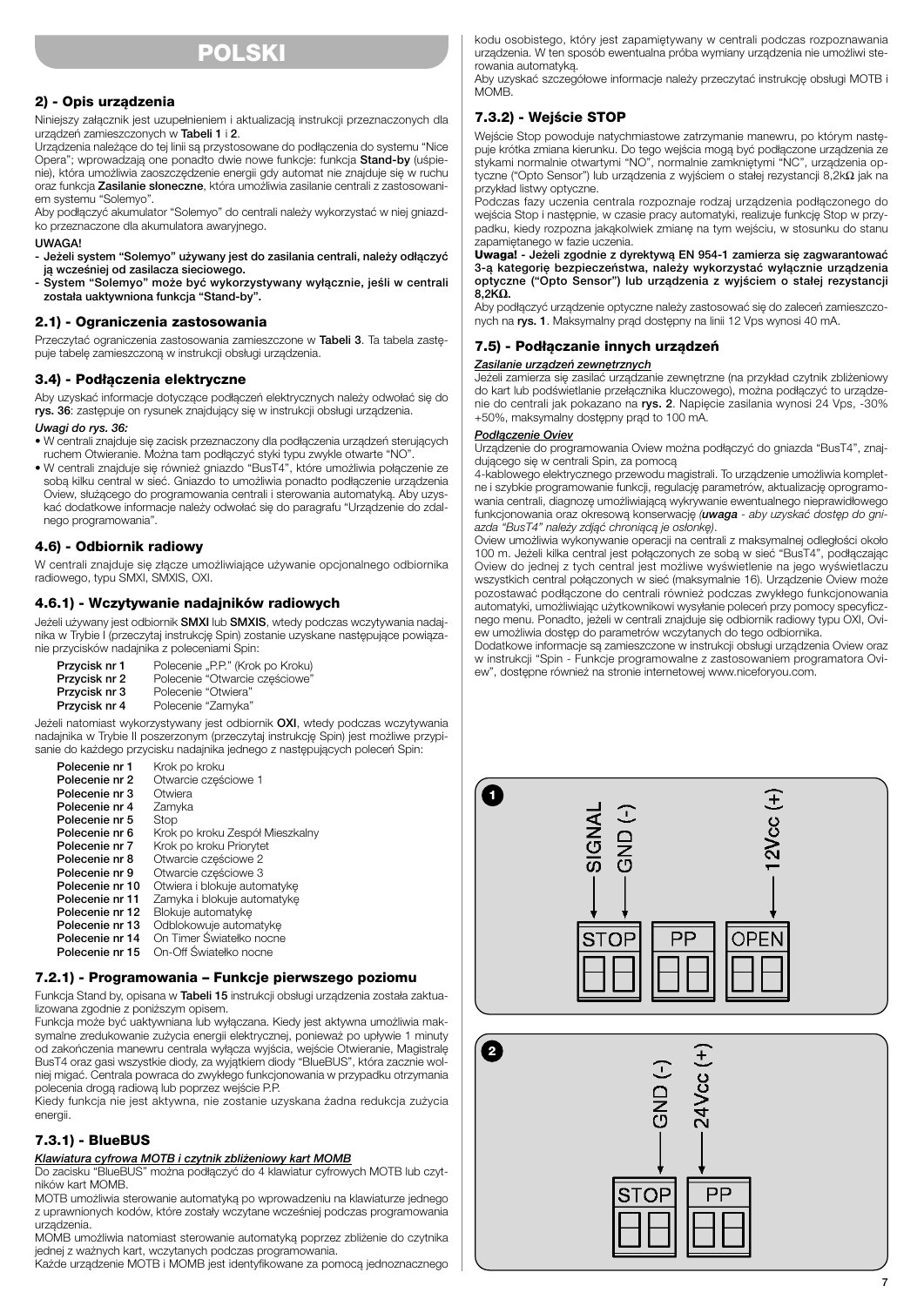# POLSKI

## 2) - Opis urządzenia

Niniejszy załącznik jest uzupełnieniem i aktualizacją instrukcji przeznaczonych dla urządzeń zamieszczonych w **Tabeli 1** i **2**.

Urządzenia należące do tej linii są przystosowane do podłączenia do systemu "Nice Opera"; wprowadzają one ponadto dwie nowe funkcje: funkcja **Stand-by** (uśpienie), która umożliwia zaoszczędzenie energii gdy automat nie znajduje się w ruchu oraz funkcja **Zasilanie słoneczne**, która umożliwia zasilanie centrali z zastosowaniem systemu "Solemyo".

Aby podłączyć akumulator "Solemyo" do centrali należy wykorzystać w niej gniazdko przeznaczone dla akumulatora awaryjnego.

**UWAGA!**

- **Jeżeli system "Solemyo" używany jest do zasilania centrali, należy odłączyć ją wcześniej od zasilacza sieciowego.**
- **System "Solemyo" może być wykorzystywany wyłącznie, jeśli w centrali została uaktywniona funkcja "Stand-by".**

## 2.1) - Ograniczenia zastosowania

Przeczytać ograniczenia zastosowania zamieszczone w **Tabeli 3**. Ta tabela zastępuje tabelę zamieszczoną w instrukcji obsługi urządzenia.

## 3.4) - Podłączenia elektryczne

Aby uzyskać informacje dotyczące podłączeń elektrycznych należy odwołać się do **rys. 36**: zastępuje on rysunek znajdujący się w instrukcji obsługi urządzenia.

*Uwagi do rys. 36:*

- W centrali znajduje się zacisk przeznaczony dla podłączenia urządzeń sterujących ruchem Otwieranie. Można tam podłączyć styki typu zwykle otwarte "NO".
- W centrali znajduje się również gniazdo "BusT4", które umożliwia połączenie ze sobą kilku central w sieć. Gniazdo to umożliwia ponadto podłączenie urządzenia Oview, służącego do programowania centrali i sterowania automatyką. Aby uzyskać dodatkowe informacje należy odwołać się do paragrafu "Urządzenie do zdalnego programowania".

## 4.6) - Odbiornik radiowy

W centrali znajduje się złącze umożliwiające używanie opcjonalnego odbiornika radiowego, typu SMXI, SMXIS, OXI.

## 4.6.1) - Wczytywanie nadajników radiowych

Jeżeli używany jest odbiornik **SMXI** lub **SMXIS**, wtedy podczas wczytywania nadajnika w Trybie I (przeczytaj instrukcję Spin) zostanie uzyskane następujące powiązanie przycisków nadajnika z poleceniami Spin:

| | |
|---|---|
| **Przycisk nr 1** | Polecenie „P.P." (Krok po Kroku) |
| **Przycisk nr 2** | Polecenie "Otwarcie częściowe" |
| **Przycisk nr 3** | Polecenie "Otwiera" |
| **Przycisk nr 4** | Polecenie "Zamyka" |

Jeżeli natomiast wykorzystywany jest odbiornik **OXI**, wtedy podczas wczytywania nadajnika w Trybie II poszerzonym (przeczytaj instrukcję Spin) jest możliwe przypisanie do każdego przycisku nadajnika jednego z następujących poleceń Spin:

| | |
|---|---|
| **Polecenie nr 1** | Krok po kroku |
| **Polecenie nr 2** | Otwarcie częściowe 1 |
| **Polecenie nr 3** | Otwiera |
| **Polecenie nr 4** | Zamyka |
| **Polecenie nr 5** | Stop |
| **Polecenie nr 6** | Krok po kroku Zespół Mieszkalny |
| **Polecenie nr 7** | Krok po kroku Priorytet |
| **Polecenie nr 8** | Otwarcie częściowe 2 |
| **Polecenie nr 9** | Otwarcie częściowe 3 |
| **Polecenie nr 10** | Otwiera i blokuje automatykę |
| **Polecenie nr 11** | Zamyka i blokuje automatykę |
| **Polecenie nr 12** | Blokuje automatykę |
| **Polecenie nr 13** | Odblokowuje automatykę |
| **Polecenie nr 14** | On Timer Światełko nocne |
| **Polecenie nr 15** | On-Off Światełko nocne |

## 7.2.1) - Programowania – Funkcje pierwszego poziomu

Funkcja Stand by, opisana w **Tabeli 15** instrukcji obsługi urządzenia została zaktualizowana zgodnie z poniższym opisem.

Funkcja może być uaktywniana lub wyłączana. Kiedy jest aktywna umożliwia maksymalne zredukowanie zużycia energii elektrycznej, ponieważ po upływie 1 minuty od zakończenia manewru centrala wyłącza wyjścia, wejście Otwieranie, Magistralę BusT4 oraz gasi wszystkie diody, za wyjątkiem diody "BlueBUS", która zacznie wolniej migać. Centrala powraca do zwykłego funkcjonowania w przypadku otrzymania polecenia drogą radiową lub poprzez wejście P.P.

Kiedy funkcja nie jest aktywna, nie zostanie uzyskana żadna redukcja zużycia energii.

## 7.3.1) - BlueBUS

***Klawiatura cyfrowa MOTB i czytnik zbliżeniowy kart MOMB***

Do zacisku "BlueBUS" można podłączyć do 4 klawiatur cyfrowych MOTB lub czytników kart MOMB.

MOTB umożliwia sterowanie automatyką po wprowadzeniu na klawiaturze jednego z uprawnionych kodów, które zostały wczytane wcześniej podczas programowania urządzenia.

MOMB umożliwia natomiast sterowanie automatyką poprzez zbliżenie do czytnika jednej z ważnych kart, wczytanych podczas programowania.

Każde urządzenie MOTB i MOMB jest identyfikowane za pomocą jednoznacznego kodu osobistego, który jest zapamiętywany w centrali podczas rozpoznawania urządzenia. W ten sposób ewentualna próba wymiany urządzenia nie umożliwi sterowania automatyką.

Aby uzyskać szczegółowe informacje należy przeczytać instrukcję obsługi MOTB i MOMB.

## 7.3.2) - Wejście STOP

Wejście Stop powoduje natychmiastowe zatrzymanie manewru, po którym następuje krótka zmiana kierunku. Do tego wejścia mogą być podłączone urządzenia ze stykami normalnie otwartymi "NO", normalnie zamkniętymi "NC", urządzenia optyczne ("Opto Sensor") lub urządzenia z wyjściem o stałej rezystancji 8,2kΩ jak na przykład listwy optyczne.

Podczas fazy uczenia centrala rozpoznaje rodzaj urządzenia podłączonego do wejścia Stop i następnie, w czasie pracy automatyki, realizuje funkcję Stop w przypadku, kiedy rozpozna jakąkolwiek zmianę na tym wejściu, w stosunku do stanu zapamiętanego w fazie uczenia.

**Uwaga! - Jeżeli zgodnie z dyrektywą EN 954-1 zamierza się zagwarantować 3-ą kategorię bezpieczeństwa, należy wykorzystać wyłącznie urządzenia optyczne ("Opto Sensor") lub urządzenia z wyjściem o stałej rezystancji 8,2KΩ.**

Aby podłączyć urządzenie optyczne należy zastosować się do zaleceń zamieszczonych na **rys. 1**. Maksymalny prąd dostępny na linii 12 Vps wynosi 40 mA.

## 7.5) - Podłączanie innych urządzeń

***Zasilanie urządzeń zewnętrznych***

Jeżeli zamierza się zasilać urządzenie zewnętrzne (na przykład czytnik zbliżeniowy do kart lub podświetlanie przełącznika kluczowego), można podłączyć to urządzenie do centrali jak pokazano na **rys. 2**. Napięcie zasilania wynosi 24 Vps, -30% +50%, maksymalny dostępny prąd to 100 mA.

***Podłączenie Oviev***

Urządzenie do programowania Oview można podłączyć do gniazda "BusT4", znajdującego się w centrali Spin, za pomocą 4-kablowego elektrycznego przewodu magistrali. To urządzenie umożliwia kompletne i szybkie programowanie funkcji, regulację parametrów, aktualizację oprogramowania centrali, diagnozę umożliwiającą wykrywanie ewentualnego nieprawidłowego funkcjonowania oraz okresową konserwację *(**uwaga** - aby uzyskać dostęp do gniazda "BusT4" należy zdjąć chroniącą je osłonkę)*.

Oview umożliwia wykonywanie operacji na centrali z maksymalnej odległości około 100 m. Jeżeli kilka central jest połączonych ze sobą w sieć "BusT4", podłączając Oview do jednej z tych central jest możliwe wyświetlenie na jego wyświetlaczu wszystkich central połączonych w sieć (maksymalnie 16). Urządzenie Oview może pozostawać podłączone do centrali również podczas zwykłego funkcjonowania automatyki, umożliwiając użytkownikowi wysyłanie poleceń przy pomocy specyficznego menu. Ponadto, jeżeli w centrali znajduje się odbiornik radiowy typu OXI, Oview umożliwia dostęp do parametrów wczytanych do tego odbiornika.

Dodatkowe informacje są zamieszczone w instrukcji obsługi urządzenia Oview oraz w instrukcji "Spin - Funkcje programowalne z zastosowaniem programatora Oview", dostępne również na stronie internetowej www.niceforyou.com.

**1**

SIGNAL, GND (-), 12Vcc (+) — STOP, PP, OPEN

**2**

GND (-), 24Vcc (+) — STOP, PP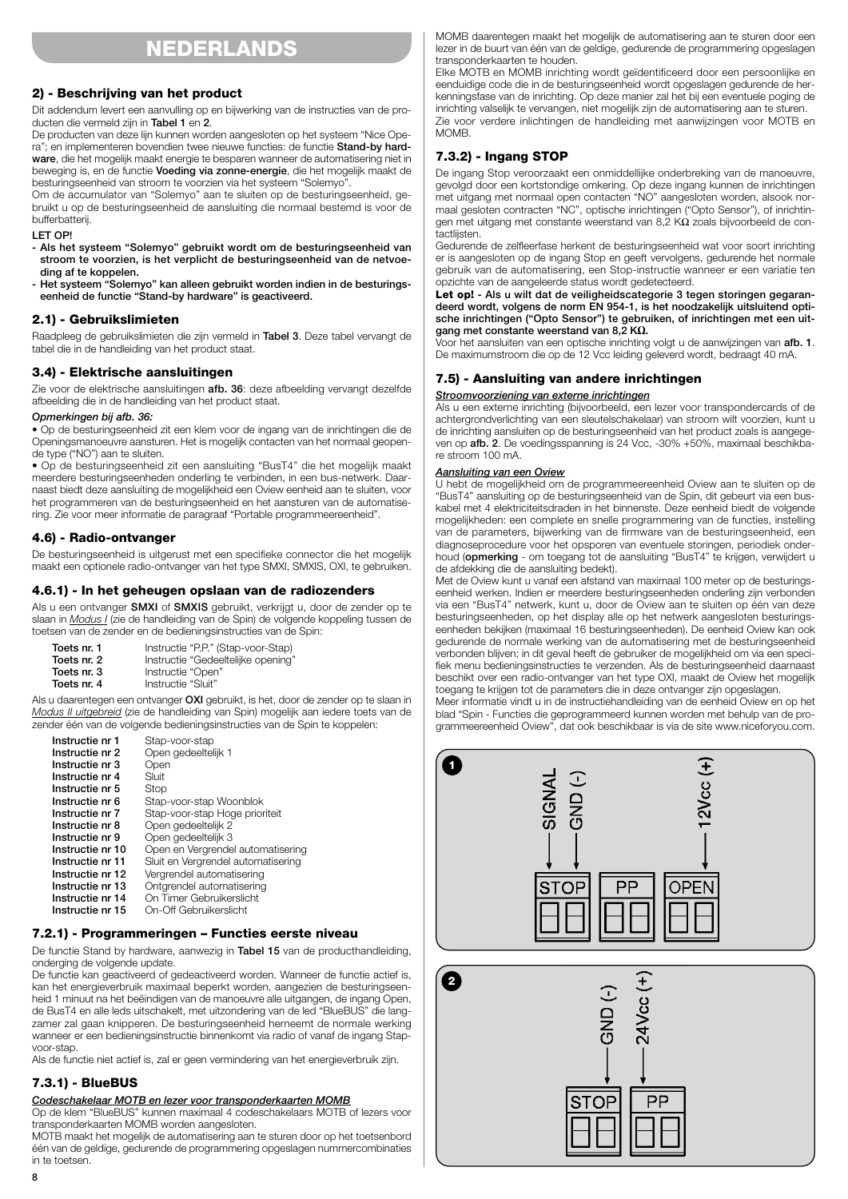# NEDERLANDS

## 2) - Beschrijving van het product

Dit addendum levert een aanvulling op en bijwerking van de instructies van de producten die vermeld zijn in **Tabel 1** en **2**.

De producten van deze lijn kunnen worden aangesloten op het systeem "Nice Opera"; en implementeren bovendien twee nieuwe functies: de functie **Stand-by hardware**, die het mogelijk maakt energie te besparen wanneer de automatisering niet in beweging is, en de functie **Voeding via zonne-energie**, die het mogelijk maakt de besturingseenheid van stroom te voorzien via het systeem "Solemyo".

Om de accumulator van "Solemyo" aan te sluiten op de besturingseenheid, gebruikt u op de besturingseenheid de aansluiting die normaal bestemd is voor de bufferbatterij.

**LET OP!**

- **Als het systeem "Solemyo" gebruikt wordt om de besturingseenheid van stroom te voorzien, is het verplicht de besturingseenheid van de netvoeding af te koppelen.**
- **Het systeem "Solemyo" kan alleen gebruikt worden indien in de besturingseenheid de functie "Stand-by hardware" is geactiveerd.**

## 2.1) - Gebruikslimieten

Raadpleeg de gebruikslimieten die zijn vermeld in **Tabel 3**. Deze tabel vervangt de tabel die in de handleiding van het product staat.

## 3.4) - Elektrische aansluitingen

Zie voor de elektrische aansluitingen **afb. 36**: deze afbeelding vervangt dezelfde afbeelding die in de handleiding van het product staat.

*Opmerkingen bij afb. 36:*

• Op de besturingseenheid zit een klem voor de ingang van de inrichtingen die de Openingsmanoeuvre aansturen. Het is mogelijk contacten van het normaal geopende type ("NO") aan te sluiten.

• Op de besturingseenheid zit een aansluiting "BusT4" die het mogelijk maakt meerdere besturingseenheden onderling te verbinden, in een bus-netwerk. Daarnaast biedt deze aansluiting de mogelijkheid een Oview eenheid aan te sluiten, voor het programmeren van de besturingseenheid en het aansturen van de automatisering. Zie voor meer informatie de paragraaf "Portable programmeereenheid".

## 4.6) - Radio-ontvanger

De besturingseenheid is uitgerust met een specifieke connector die het mogelijk maakt een optionele radio-ontvanger van het type SMXI, SMXIS, OXI, te gebruiken.

## 4.6.1) - In het geheugen opslaan van de radiozenders

Als u een ontvanger **SMXI** of **SMXIS** gebruikt, verkrijgt u, door de zender op te slaan in *Modus I* (zie de handleiding van de Spin) de volgende koppeling tussen de toetsen van de zender en de bedieningsinstructies van de Spin:

| | |
|---|---|
| **Toets nr. 1** | Instructie "P.P." (Stap-voor-Stap) |
| **Toets nr. 2** | Instructie "Gedeeltelijke opening" |
| **Toets nr. 3** | Instructie "Open" |
| **Toets nr. 4** | Instructie "Sluit" |

Als u daarentegen een ontvanger **OXI** gebruikt, is het, door de zender op te slaan in *Modus II uitgebreid* (zie de handleiding van Spin) mogelijk aan iedere toets van de zender één van de volgende bedieningsinstructies van de Spin te koppelen:

| | |
|---|---|
| **Instructie nr 1** | Stap-voor-stap |
| **Instructie nr 2** | Open gedeeltelijk 1 |
| **Instructie nr 3** | Open |
| **Instructie nr 4** | Sluit |
| **Instructie nr 5** | Stop |
| **Instructie nr 6** | Stap-voor-stap Woonblok |
| **Instructie nr 7** | Stap-voor-stap Hoge prioriteit |
| **Instructie nr 8** | Open gedeeltelijk 2 |
| **Instructie nr 9** | Open gedeeltelijk 3 |
| **Instructie nr 10** | Open en Vergrendel automatisering |
| **Instructie nr 11** | Sluit en Vergrendel automatisering |
| **Instructie nr 12** | Vergrendel automatisering |
| **Instructie nr 13** | Ontgrendel automatisering |
| **Instructie nr 14** | On Timer Gebruikerslicht |
| **Instructie nr 15** | On-Off Gebruikerslicht |

## 7.2.1) - Programmeringen – Functies eerste niveau

De functie Stand by hardware, aanwezig in **Tabel 15** van de producthandleiding, onderging de volgende update.

De functie kan geactiveerd of gedeactiveerd worden. Wanneer de functie actief is, kan het energieverbruik maximaal beperkt worden, aangezien de besturingseenheid 1 minuut na het beëindigen van de manoeuvre alle uitgangen, de ingang Open, de BusT4 en alle leds uitschakelt, met uitzondering van de led "BlueBUS" die langzamer zal gaan knipperen. De besturingseenheid herneemt de normale werking wanneer er een bedieningsinstructie binnenkomt via radio of vanaf de ingang Stap-voor-stap.

Als de functie niet actief is, zal er geen vermindering van het energieverbruik zijn.

## 7.3.1) - BlueBUS

***Codeschakelaar MOTB en lezer voor transponderkaarten MOMB***

Op de klem "BlueBUS" kunnen maximaal 4 codeschakelaars MOTB of lezers voor transponderkaarten MOMB worden aangesloten.

MOTB maakt het mogelijk de automatisering aan te sturen door op het toetsenbord één van de geldige, gedurende de programmering opgeslagen nummercombinaties in te toetsen.

MOMB daarentegen maakt het mogelijk de automatisering aan te sturen door een lezer in de buurt van één van de geldige, gedurende de programmering opgeslagen transponderkaarten te houden.

Elke MOTB en MOMB inrichting wordt geïdentificeerd door een persoonlijke en eenduidige code die in de besturingseenheid wordt opgeslagen gedurende de herkenningsfase van de inrichting. Op deze manier zal het bij een eventuele poging de inrichting valselijk te vervangen, niet mogelijk zijn de automatisering aan te sturen.

Zie voor verdere inlichtingen de handleiding met aanwijzingen voor MOTB en MOMB.

## 7.3.2) - Ingang STOP

De ingang Stop veroorzaakt een onmiddellijke onderbreking van de manoeuvre, gevolgd door een kortstondige omkering. Op deze ingang kunnen de inrichtingen met uitgang met normaal open contacten "NO" aangesloten worden, alsook normaal gesloten contracten "NC", optische inrichtingen ("Opto Sensor"), of inrichtingen met uitgang met constante weerstand van 8,2 KΩ zoals bijvoorbeeld de contactlijsten.

Gedurende de zelfleerfase herkent de besturingseenheid wat voor soort inrichting er is aangesloten op de ingang Stop en geeft vervolgens, gedurende het normale gebruik van de automatisering, een Stop-instructie wanneer er een variatie ten opzichte van de aangeleerde status wordt gedetecteerd.

**Let op! - Als u wilt dat de veiligheidscategorie 3 tegen storingen gegarandeerd wordt, volgens de norm EN 954-1, is het noodzakelijk uitsluitend optische inrichtingen ("Opto Sensor") te gebruiken, of inrichtingen met een uitgang met constante weerstand van 8,2 KΩ.**

Voor het aansluiten van een optische inrichting volgt u de aanwijzingen van **afb. 1**. De maximumstroom die op de 12 Vcc leiding geleverd wordt, bedraagt 40 mA.

## 7.5) - Aansluiting van andere inrichtingen

***Stroomvoorziening van externe inrichtingen***

Als u een externe inrichting (bijvoorbeeld, een lezer voor transpondercards of de achtergrondverlichting van een sleutelschakelaar) van stroom wilt voorzien, kunt u de inrichting aansluiten op de besturingseenheid van het product zoals is aangegeven op **afb. 2**. De voedingsspanning is 24 Vcc, -30% +50%, maximaal beschikbare stroom 100 mA.

***Aansluiting van een Oview***

U hebt de mogelijkheid om de programmeereenheid Oview aan te sluiten op de "BusT4" aansluiting op de besturingseenheid van de Spin, dit gebeurt via een buskabel met 4 elektriciteitsdraden in het binnenste. Deze eenheid biedt de volgende mogelijkheden: een complete en snelle programmering van de functies, instelling van de parameters, bijwerking van de firmware van de besturingseenheid, een diagnoseprocedure voor het opsporen van eventuele storingen, periodiek onderhoud (**opmerking** - om toegang tot de aansluiting "BusT4" te krijgen, verwijdert u de afdekking die de aansluiting bedekt).

Met de Oview kunt u vanaf een afstand van maximaal 100 meter op de besturingseenheid werken. Indien er meerdere besturingseenheden onderling zijn verbonden via een "BusT4" netwerk, kunt u, door de Oview aan te sluiten op één van deze besturingseenheden, op het display alle op het netwerk aangesloten besturingseenheden bekijken (maximaal 16 besturingseenheden). De eenheid Oview kan ook gedurende de normale werking van de automatisering met de besturingseenheid verbonden blijven; in dit geval heeft de gebruiker de mogelijkheid om via een specifiek menu bedieningsinstructies te verzenden. Als de besturingseenheid daarnaast beschikt over een radio-ontvanger van het type OXI, maakt de Oview het mogelijk toegang te krijgen tot de parameters die in deze ontvanger zijn opgeslagen.

Meer informatie vindt u in de instructiehandleiding van de eenheid Oview en op het blad "Spin - Functies die geprogrammeerd kunnen worden met behulp van de programmeereenheid Oview", dat ook beschikbaar is via de site www.niceforyou.com.

**1**

SIGNAL — GND (-) — 12Vcc (+)

STOP | PP | OPEN

**2**

GND (-) — 24Vcc (+)

STOP | PP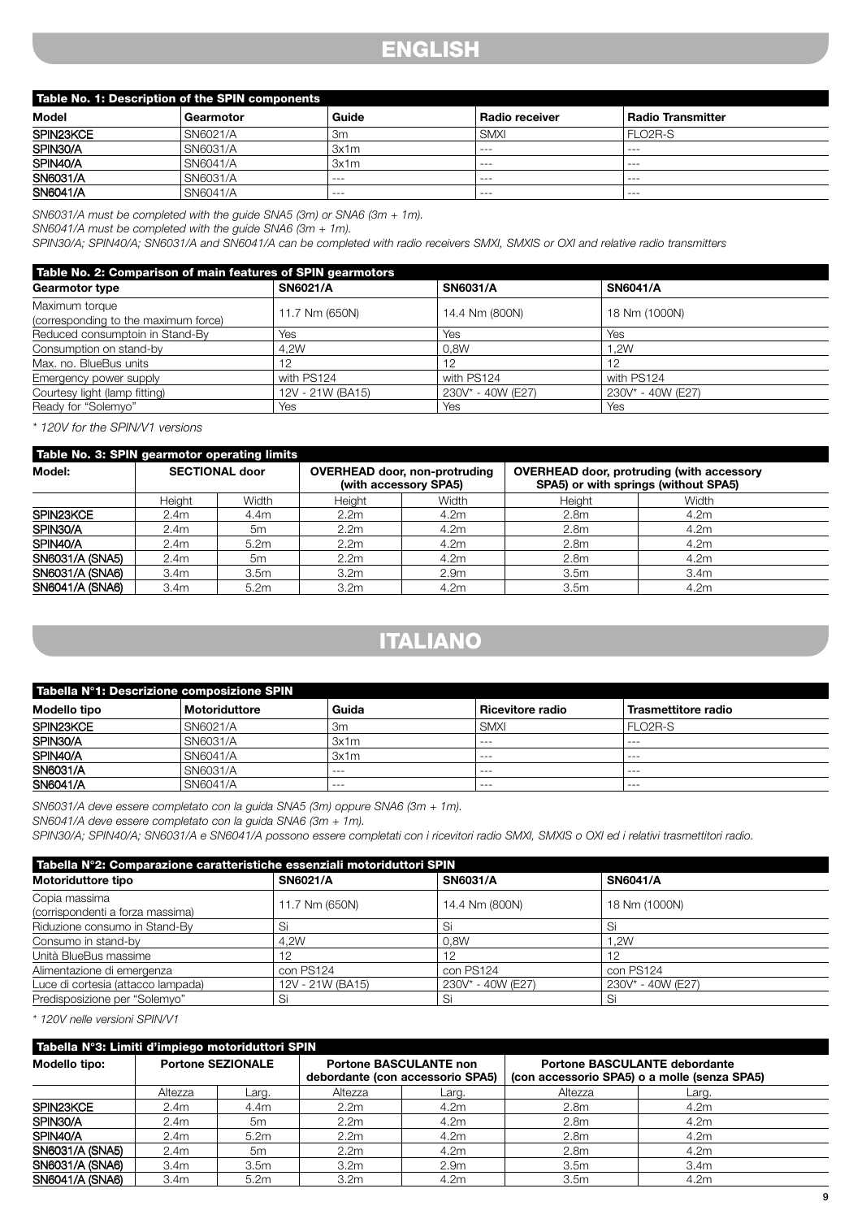# ENGLISH

| Table No. 1: Description of the SPIN components | | | | |
|---|---|---|---|---|
| **Model** | **Gearmotor** | **Guide** | **Radio receiver** | **Radio Transmitter** |
| SPIN23KCE | SN6021/A | 3m | SMXI | FLO2R-S |
| SPIN30/A | SN6031/A | 3x1m | --- | --- |
| SPIN40/A | SN6041/A | 3x1m | --- | --- |
| SN6031/A | SN6031/A | --- | --- | --- |
| SN6041/A | SN6041/A | --- | --- | --- |

*SN6031/A must be completed with the guide SNA5 (3m) or SNA6 (3m + 1m).*
*SN6041/A must be completed with the guide SNA6 (3m + 1m).*
*SPIN30/A; SPIN40/A; SN6031/A and SN6041/A can be completed with radio receivers SMXI, SMXIS or OXI and relative radio transmitters*

| Table No. 2: Comparison of main features of SPIN gearmotors | | | |
|---|---|---|---|
| **Gearmotor type** | **SN6021/A** | **SN6031/A** | **SN6041/A** |
| Maximum torque (corresponding to the maximum force) | 11.7 Nm (650N) | 14.4 Nm (800N) | 18 Nm (1000N) |
| Reduced consumptoin in Stand-By | Yes | Yes | Yes |
| Consumption on stand-by | 4,2W | 0,8W | 1,2W |
| Max. no. BlueBus units | 12 | 12 | 12 |
| Emergency power supply | with PS124 | with PS124 | with PS124 |
| Courtesy light (lamp fitting) | 12V - 21W (BA15) | 230V* - 40W (E27) | 230V* - 40W (E27) |
| Ready for "Solemyo" | Yes | Yes | Yes |

*\* 120V for the SPIN/V1 versions*

| Table No. 3: SPIN gearmotor operating limits | | | | | | |
|---|---|---|---|---|---|---|
| **Model:** | **SECTIONAL door** | | **OVERHEAD door, non-protruding (with accessory SPA5)** | | **OVERHEAD door, protruding (with accessory SPA5) or with springs (without SPA5)** | |
| | Height | Width | Height | Width | Height | Width |
| SPIN23KCE | 2.4m | 4.4m | 2.2m | 4.2m | 2.8m | 4.2m |
| SPIN30/A | 2.4m | 5m | 2.2m | 4.2m | 2.8m | 4.2m |
| SPIN40/A | 2.4m | 5.2m | 2.2m | 4.2m | 2.8m | 4.2m |
| SN6031/A (SNA5) | 2.4m | 5m | 2.2m | 4.2m | 2.8m | 4.2m |
| SN6031/A (SNA6) | 3.4m | 3.5m | 3.2m | 2.9m | 3.5m | 3.4m |
| SN6041/A (SNA6) | 3.4m | 5.2m | 3.2m | 4.2m | 3.5m | 4.2m |

# ITALIANO

| Tabella N°1: Descrizione composizione SPIN | | | | |
|---|---|---|---|---|
| **Modello tipo** | **Motoriduttore** | **Guida** | **Ricevitore radio** | **Trasmettitore radio** |
| SPIN23KCE | SN6021/A | 3m | SMXI | FLO2R-S |
| SPIN30/A | SN6031/A | 3x1m | --- | --- |
| SPIN40/A | SN6041/A | 3x1m | --- | --- |
| SN6031/A | SN6031/A | --- | --- | --- |
| SN6041/A | SN6041/A | --- | --- | --- |

*SN6031/A deve essere completato con la guida SNA5 (3m) oppure SNA6 (3m + 1m).*
*SN6041/A deve essere completato con la guida SNA6 (3m + 1m).*
*SPIN30/A; SPIN40/A; SN6031/A e SN6041/A possono essere completati con i ricevitori radio SMXI, SMXIS o OXI ed i relativi trasmettitori radio.*

| Tabella N°2: Comparazione caratteristiche essenziali motoriduttori SPIN | | | |
|---|---|---|---|
| **Motoriduttore tipo** | **SN6021/A** | **SN6031/A** | **SN6041/A** |
| Copia massima (corrispondenti a forza massima) | 11.7 Nm (650N) | 14.4 Nm (800N) | 18 Nm (1000N) |
| Riduzione consumo in Stand-By | Si | Si | Si |
| Consumo in stand-by | 4,2W | 0,8W | 1,2W |
| Unità BlueBus massime | 12 | 12 | 12 |
| Alimentazione di emergenza | con PS124 | con PS124 | con PS124 |
| Luce di cortesia (attacco lampada) | 12V - 21W (BA15) | 230V* - 40W (E27) | 230V* - 40W (E27) |
| Predisposizione per "Solemyo" | Si | Si | Si |

*\* 120V nelle versioni SPIN/V1*

| Tabella N°3: Limiti d'impiego motoriduttori SPIN | | | | | | |
|---|---|---|---|---|---|---|
| **Modello tipo:** | **Portone SEZIONALE** | | **Portone BASCULANTE non debordante (con accessorio SPA5)** | | **Portone BASCULANTE debordante (con accessorio SPA5) o a molle (senza SPA5)** | |
| | Altezza | Larg. | Altezza | Larg. | Altezza | Larg. |
| SPIN23KCE | 2.4m | 4.4m | 2.2m | 4.2m | 2.8m | 4.2m |
| SPIN30/A | 2.4m | 5m | 2.2m | 4.2m | 2.8m | 4.2m |
| SPIN40/A | 2.4m | 5.2m | 2.2m | 4.2m | 2.8m | 4.2m |
| SN6031/A (SNA5) | 2.4m | 5m | 2.2m | 4.2m | 2.8m | 4.2m |
| SN6031/A (SNA6) | 3.4m | 3.5m | 3.2m | 2.9m | 3.5m | 3.4m |
| SN6041/A (SNA6) | 3.4m | 5.2m | 3.2m | 4.2m | 3.5m | 4.2m |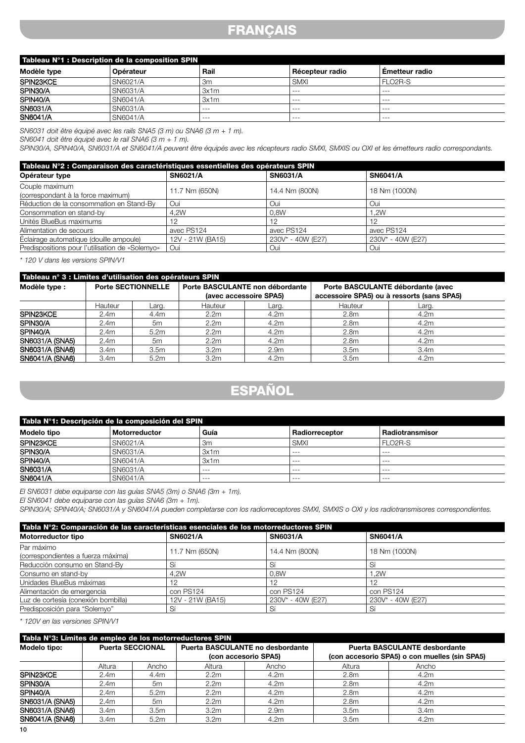# FRANÇAIS

| Tableau N°1 : Description de la composition SPIN | | | | |
|---|---|---|---|---|
| **Modèle type** | **Opérateur** | **Rail** | **Récepteur radio** | **Émetteur radio** |
| SPIN23KCE | SN6021/A | 3m | SMXI | FLO2R-S |
| SPIN30/A | SN6031/A | 3x1m | --- | --- |
| SPIN40/A | SN6041/A | 3x1m | --- | --- |
| SN6031/A | SN6031/A | --- | --- | --- |
| SN6041/A | SN6041/A | --- | --- | --- |

*SN6031 doit être équipé avec les rails SNA5 (3 m) ou SNA6 (3 m + 1 m).*

*SN6041 doit être équipé avec le rail SNA6 (3 m + 1 m).*

*SPIN30/A, SPIN40/A, SN6031/A et SN6041/A peuvent être équipés avec les récepteurs radio SMXI, SMXIS ou OXI et les émetteurs radio correspondants.*

| Tableau N°2 : Comparaison des caractéristiques essentielles des opérateurs SPIN | | | |
|---|---|---|---|
| **Opérateur type** | **SN6021/A** | **SN6031/A** | **SN6041/A** |
| Couple maximum (correspondant à la force maximum) | 11.7 Nm (650N) | 14.4 Nm (800N) | 18 Nm (1000N) |
| Réduction de la consommation en Stand-By | Oui | Oui | Oui |
| Consommation en stand-by | 4,2W | 0,8W | 1,2W |
| Unités BlueBus maximums | 12 | 12 | 12 |
| Alimentation de secours | avec PS124 | avec PS124 | avec PS124 |
| Éclairage automatique (douille ampoule) | 12V - 21W (BA15) | 230V* - 40W (E27) | 230V* - 40W (E27) |
| Predispositions pour l'utilisation de «Solemyo» | Oui | Oui | Oui |

*\* 120 V dans les versions SPIN/V1*

| Tableau n° 3 : Limites d'utilisation des opérateurs SPIN | | | | | | |
|---|---|---|---|---|---|---|
| **Modèle type :** | **Porte SECTIONNELLE** | | **Porte BASCULANTE non débordante (avec accessoire SPA5)** | | **Porte BASCULANTE débordante (avec accessoire SPA5) ou à ressorts (sans SPA5)** | |
| | Hauteur | Larg. | Hauteur | Larg. | Hauteur | Larg. |
| SPIN23KCE | 2.4m | 4.4m | 2.2m | 4.2m | 2.8m | 4.2m |
| SPIN30/A | 2.4m | 5m | 2.2m | 4.2m | 2.8m | 4.2m |
| SPIN40/A | 2.4m | 5.2m | 2.2m | 4.2m | 2.8m | 4.2m |
| SN6031/A (SNA5) | 2.4m | 5m | 2.2m | 4.2m | 2.8m | 4.2m |
| SN6031/A (SNA6) | 3.4m | 3.5m | 3.2m | 2.9m | 3.5m | 3.4m |
| SN6041/A (SNA6) | 3.4m | 5.2m | 3.2m | 4.2m | 3.5m | 4.2m |

# ESPAÑOL

| Tabla N°1: Descripción de la composición del SPIN | | | | |
|---|---|---|---|---|
| **Modelo tipo** | **Motorreductor** | **Guía** | **Radiorreceptor** | **Radiotransmisor** |
| SPIN23KCE | SN6021/A | 3m | SMXI | FLO2R-S |
| SPIN30/A | SN6031/A | 3x1m | --- | --- |
| SPIN40/A | SN6041/A | 3x1m | --- | --- |
| SN6031/A | SN6031/A | --- | --- | --- |
| SN6041/A | SN6041/A | --- | --- | --- |

*El SN6031 debe equiparse con las guías SNA5 (3m) o SNA6 (3m + 1m).*

*El SN6041 debe equiparse con las guías SNA6 (3m + 1m).*

*SPIN30/A; SPIN40/A; SN6031/A y SN6041/A pueden completarse con los radiorreceptores SMXI, SMXIS o OXI y los radiotransmisores correspondientes.*

| Tabla N°2: Comparación de las características esenciales de los motorreductores SPIN | | | |
|---|---|---|---|
| **Motorreductor tipo** | **SN6021/A** | **SN6031/A** | **SN6041/A** |
| Par máximo (correspondientes a fuerza máxima) | 11.7 Nm (650N) | 14.4 Nm (800N) | 18 Nm (1000N) |
| Reducción consumo en Stand-By | Sí | Sí | Sí |
| Consumo en stand-by | 4,2W | 0,8W | 1,2W |
| Unidades BlueBus máximas | 12 | 12 | 12 |
| Alimentación de emergencia | con PS124 | con PS124 | con PS124 |
| Luz de cortesía (conexión bombilla) | 12V - 21W (BA15) | 230V* - 40W (E27) | 230V* - 40W (E27) |
| Predisposición para "Solemyo" | Sí | Sí | Sí |

*\* 120V en las versiones SPIN/V1*

| Tabla N°3: Límites de empleo de los motorreductores SPIN | | | | | | |
|---|---|---|---|---|---|---|
| **Modelo tipo:** | **Puerta SECCIONAL** | | **Puerta BASCULANTE no desbordante (con accesorio SPA5)** | | **Puerta BASCULANTE desbordante (con accesorio SPA5) o con muelles (sin SPA5)** | |
| | Altura | Ancho | Altura | Ancho | Altura | Ancho |
| SPIN23KCE | 2.4m | 4.4m | 2.2m | 4.2m | 2.8m | 4.2m |
| SPIN30/A | 2.4m | 5m | 2.2m | 4.2m | 2.8m | 4.2m |
| SPIN40/A | 2.4m | 5.2m | 2.2m | 4.2m | 2.8m | 4.2m |
| SN6031/A (SNA5) | 2.4m | 5m | 2.2m | 4.2m | 2.8m | 4.2m |
| SN6031/A (SNA6) | 3.4m | 3.5m | 3.2m | 2.9m | 3.5m | 3.4m |
| SN6041/A (SNA6) | 3.4m | 5.2m | 3.2m | 4.2m | 3.5m | 4.2m |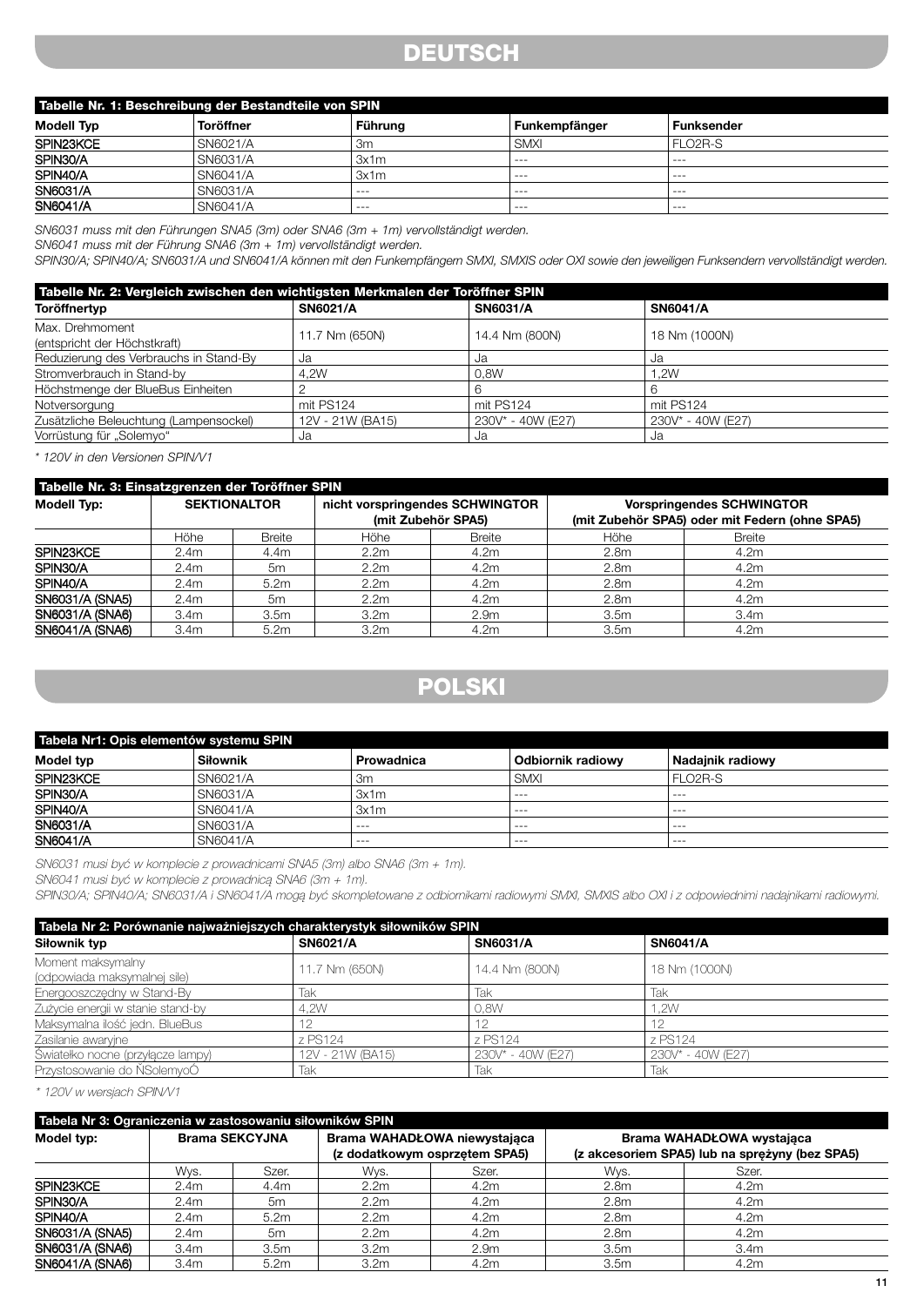# DEUTSCH

| Tabelle Nr. 1: Beschreibung der Bestandteile von SPIN | | | | |
|---|---|---|---|---|
| **Modell Typ** | **Toröffner** | **Führung** | **Funkempfänger** | **Funksender** |
| SPIN23KCE | SN6021/A | 3m | SMXI | FLO2R-S |
| SPIN30/A | SN6031/A | 3x1m | --- | --- |
| SPIN40/A | SN6041/A | 3x1m | --- | --- |
| SN6031/A | SN6031/A | --- | --- | --- |
| SN6041/A | SN6041/A | --- | --- | --- |

*SN6031 muss mit den Führungen SNA5 (3m) oder SNA6 (3m + 1m) vervollständigt werden.*
*SN6041 muss mit der Führung SNA6 (3m + 1m) vervollständigt werden.*
*SPIN30/A; SPIN40/A; SN6031/A und SN6041/A können mit den Funkempfängern SMXI, SMXIS oder OXI sowie den jeweiligen Funksendern vervollständigt werden.*

| Tabelle Nr. 2: Vergleich zwischen den wichtigsten Merkmalen der Toröffner SPIN | | | |
|---|---|---|---|
| **Toröffnertyp** | **SN6021/A** | **SN6031/A** | **SN6041/A** |
| Max. Drehmoment (entspricht der Höchstkraft) | 11.7 Nm (650N) | 14.4 Nm (800N) | 18 Nm (1000N) |
| Reduzierung des Verbrauchs in Stand-By | Ja | Ja | Ja |
| Stromverbrauch in Stand-by | 4,2W | 0,8W | 1,2W |
| Höchstmenge der BlueBus Einheiten | 2 | 6 | 6 |
| Notversorgung | mit PS124 | mit PS124 | mit PS124 |
| Zusätzliche Beleuchtung (Lampensockel) | 12V - 21W (BA15) | 230V* - 40W (E27) | 230V* - 40W (E27) |
| Vorrüstung für „Solemyo" | Ja | Ja | Ja |

*\* 120V in den Versionen SPIN/V1*

| Tabelle Nr. 3: Einsatzgrenzen der Toröffner SPIN | | | | | | |
|---|---|---|---|---|---|---|
| **Modell Typ:** | **SEKTIONALTOR** | | **nicht vorspringendes SCHWINGTOR (mit Zubehör SPA5)** | | **Vorspringendes SCHWINGTOR (mit Zubehör SPA5) oder mit Federn (ohne SPA5)** | |
| | Höhe | Breite | Höhe | Breite | Höhe | Breite |
| SPIN23KCE | 2.4m | 4.4m | 2.2m | 4.2m | 2.8m | 4.2m |
| SPIN30/A | 2.4m | 5m | 2.2m | 4.2m | 2.8m | 4.2m |
| SPIN40/A | 2.4m | 5.2m | 2.2m | 4.2m | 2.8m | 4.2m |
| SN6031/A (SNA5) | 2.4m | 5m | 2.2m | 4.2m | 2.8m | 4.2m |
| SN6031/A (SNA6) | 3.4m | 3.5m | 3.2m | 2.9m | 3.5m | 3.4m |
| SN6041/A (SNA6) | 3.4m | 5.2m | 3.2m | 4.2m | 3.5m | 4.2m |

# POLSKI

| Tabela Nr1: Opis elementów systemu SPIN | | | | |
|---|---|---|---|---|
| **Model typ** | **Siłownik** | **Prowadnica** | **Odbiornik radiowy** | **Nadajnik radiowy** |
| SPIN23KCE | SN6021/A | 3m | SMXI | FLO2R-S |
| SPIN30/A | SN6031/A | 3x1m | --- | --- |
| SPIN40/A | SN6041/A | 3x1m | --- | --- |
| SN6031/A | SN6031/A | --- | --- | --- |
| SN6041/A | SN6041/A | --- | --- | --- |

*SN6031 musi być w komplecie z prowadnicami SNA5 (3m) albo SNA6 (3m + 1m).*
*SN6041 musi być w komplecie z prowadnicą SNA6 (3m + 1m).*
*SPIN30/A; SPIN40/A; SN6031/A i SN6041/A mogą być skompletowane z odbiornikami radiowymi SMXI, SMXIS albo OXI i z odpowiednimi nadajnikami radiowymi.*

| Tabela Nr 2: Porównanie najważniejszych charakterystyk siłowników SPIN | | | |
|---|---|---|---|
| **Siłownik typ** | **SN6021/A** | **SN6031/A** | **SN6041/A** |
| Moment maksymalny (odpowiada maksymalnej sile) | 11.7 Nm (650N) | 14.4 Nm (800N) | 18 Nm (1000N) |
| Energooszczędny w Stand-By | Tak | Tak | Tak |
| Zużycie energii w stanie stand-by | 4,2W | 0,8W | 1,2W |
| Maksymalna ilość jedn. BlueBus | 12 | 12 | 12 |
| Zasilanie awaryjne | z PS124 | z PS124 | z PS124 |
| Światełko nocne (przyłącze lampy) | 12V - 21W (BA15) | 230V* - 40W (E27) | 230V* - 40W (E27) |
| Przystosowanie do ŃSolemyoÓ | Tak | Tak | Tak |

*\* 120V w wersjach SPIN/V1*

| Tabela Nr 3: Ograniczenia w zastosowaniu siłowników SPIN | | | | | | |
|---|---|---|---|---|---|---|
| **Model typ:** | **Brama SEKCYJNA** | | **Brama WAHADŁOWA niewystająca (z dodatkowym osprzętem SPA5)** | | **Brama WAHADŁOWA wystająca (z akcesoriem SPA5) lub na sprężyny (bez SPA5)** | |
| | Wys. | Szer. | Wys. | Szer. | Wys. | Szer. |
| SPIN23KCE | 2.4m | 4.4m | 2.2m | 4.2m | 2.8m | 4.2m |
| SPIN30/A | 2.4m | 5m | 2.2m | 4.2m | 2.8m | 4.2m |
| SPIN40/A | 2.4m | 5.2m | 2.2m | 4.2m | 2.8m | 4.2m |
| SN6031/A (SNA5) | 2.4m | 5m | 2.2m | 4.2m | 2.8m | 4.2m |
| SN6031/A (SNA6) | 3.4m | 3.5m | 3.2m | 2.9m | 3.5m | 3.4m |
| SN6041/A (SNA6) | 3.4m | 5.2m | 3.2m | 4.2m | 3.5m | 4.2m |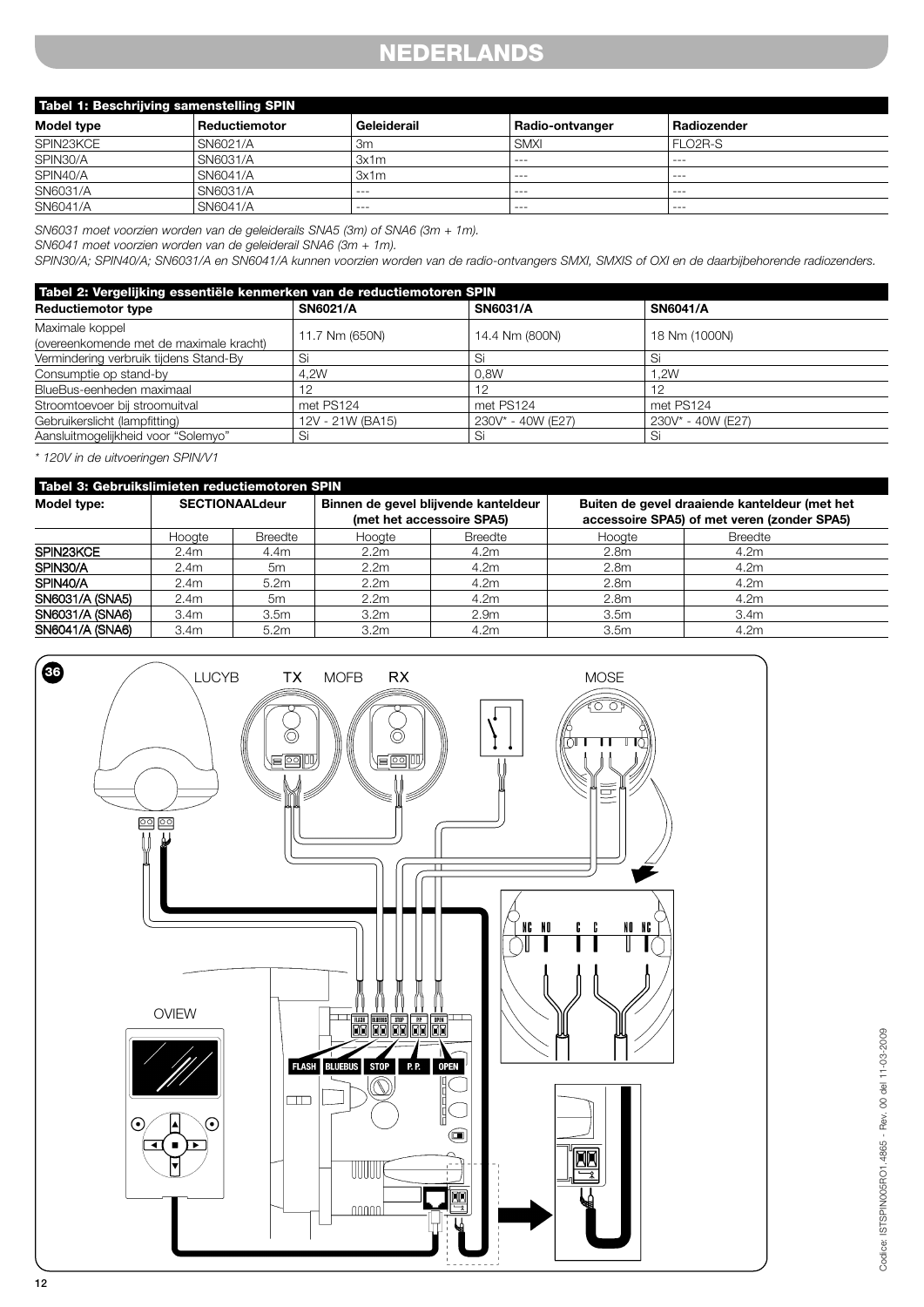# NEDERLANDS

**Tabel 1: Beschrijving samenstelling SPIN**

| Model type | Reductiemotor | Geleiderail | Radio-ontvanger | Radiozender |
|---|---|---|---|---|
| SPIN23KCE | SN6021/A | 3m | SMXI | FLO2R-S |
| SPIN30/A | SN6031/A | 3x1m | --- | --- |
| SPIN40/A | SN6041/A | 3x1m | --- | --- |
| SN6031/A | SN6031/A | --- | --- | --- |
| SN6041/A | SN6041/A | --- | --- | --- |

*SN6031 moet voorzien worden van de geleiderails SNA5 (3m) of SNA6 (3m + 1m).*
*SN6041 moet voorzien worden van de geleiderail SNA6 (3m + 1m).*
*SPIN30/A; SPIN40/A; SN6031/A en SN6041/A kunnen voorzien worden van de radio-ontvangers SMXI, SMXIS of OXI en de daarbijbehorende radiozenders.*

**Tabel 2: Vergelijking essentiële kenmerken van de reductiemotoren SPIN**

| Reductiemotor type | SN6021/A | SN6031/A | SN6041/A |
|---|---|---|---|
| Maximale koppel (overeenkomende met de maximale kracht) | 11.7 Nm (650N) | 14.4 Nm (800N) | 18 Nm (1000N) |
| Vermindering verbruik tijdens Stand-By | Si | Si | Si |
| Consumptie op stand-by | 4,2W | 0,8W | 1,2W |
| BlueBus-eenheden maximaal | 12 | 12 | 12 |
| Stroomtoevoer bij stroomuitval | met PS124 | met PS124 | met PS124 |
| Gebruikerslicht (lampfitting) | 12V - 21W (BA15) | 230V* - 40W (E27) | 230V* - 40W (E27) |
| Aansluitmogelijkheid voor "Solemyo" | Si | Si | Si |

*\* 120V in de uitvoeringen SPIN/V1*

**Tabel 3: Gebruikslimieten reductiemotoren SPIN**

| Model type: | SECTIONAALdeur | | Binnen de gevel blijvende kanteldeur (met het accessoire SPA5) | | Buiten de gevel draaiende kanteldeur (met het accessoire SPA5) of met veren (zonder SPA5) | |
|---|---|---|---|---|---|---|
| | Hoogte | Breedte | Hoogte | Breedte | Hoogte | Breedte |
| SPIN23KCE | 2.4m | 4.4m | 2.2m | 4.2m | 2.8m | 4.2m |
| SPIN30/A | 2.4m | 5m | 2.2m | 4.2m | 2.8m | 4.2m |
| SPIN40/A | 2.4m | 5.2m | 2.2m | 4.2m | 2.8m | 4.2m |
| SN6031/A (SNA5) | 2.4m | 5m | 2.2m | 4.2m | 2.8m | 4.2m |
| SN6031/A (SNA6) | 3.4m | 3.5m | 3.2m | 2.9m | 3.5m | 3.4m |
| SN6041/A (SNA6) | 3.4m | 5.2m | 3.2m | 4.2m | 3.5m | 4.2m |

36

LUCYB
TX
MOFB
RX
MOSE
OVIEW
FLASH BLUEBUS STOP P.P. OPEN
NC NO C C NO NC